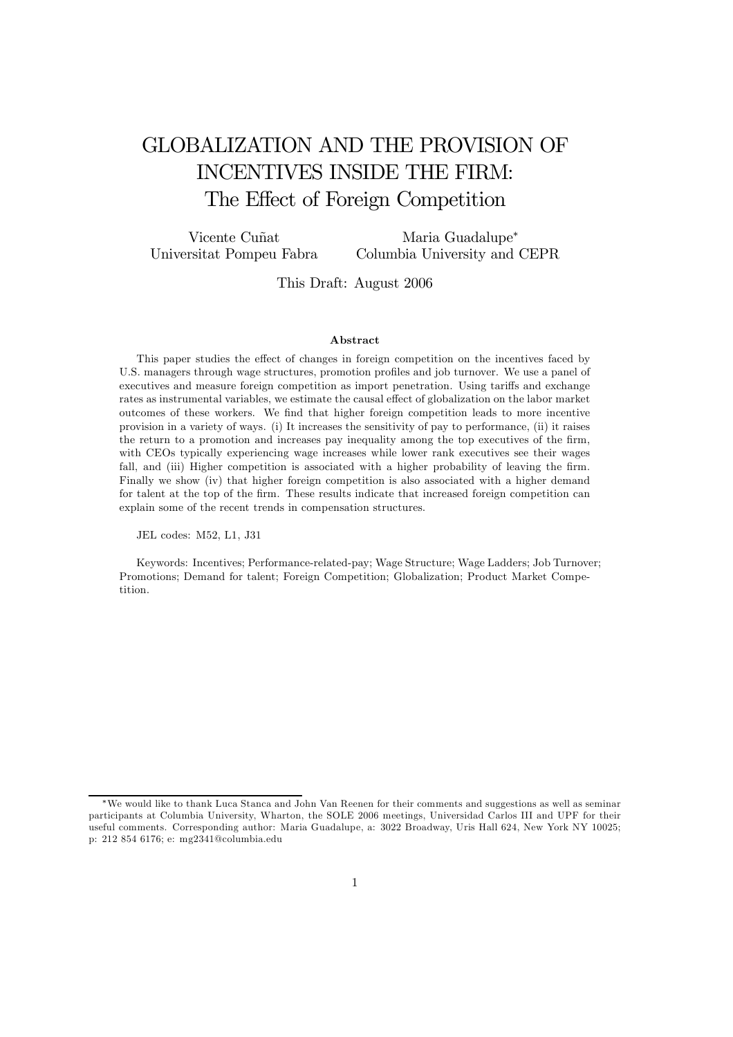# GLOBALIZATION AND THE PROVISION OF INCENTIVES INSIDE THE FIRM: The Effect of Foreign Competition

Vicente Cuñat
Universitat Pompeu Fabra

Maria Guadalupe*
Columbia University and CEPR

This Draft: August 2006

### Abstract

This paper studies the effect of changes in foreign competition on the incentives faced by U.S. managers through wage structures, promotion profiles and job turnover. We use a panel of executives and measure foreign competition as import penetration. Using tariffs and exchange rates as instrumental variables, we estimate the causal effect of globalization on the labor market outcomes of these workers. We find that higher foreign competition leads to more incentive provision in a variety of ways. (i) It increases the sensitivity of pay to performance, (ii) it raises the return to a promotion and increases pay inequality among the top executives of the firm, with CEOs typically experiencing wage increases while lower rank executives see their wages fall, and (iii) Higher competition is associated with a higher probability of leaving the firm. Finally we show (iv) that higher foreign competition is also associated with a higher demand for talent at the top of the firm. These results indicate that increased foreign competition can explain some of the recent trends in compensation structures.

JEL codes: M52, L1, J31

Keywords: Incentives; Performance-related-pay; Wage Structure; Wage Ladders; Job Turnover; Promotions; Demand for talent; Foreign Competition; Globalization; Product Market Competition.

---

*We would like to thank Luca Stanca and John Van Reenen for their comments and suggestions as well as seminar participants at Columbia University, Wharton, the SOLE 2006 meetings, Universidad Carlos III and UPF for their useful comments. Corresponding author: Maria Guadalupe, a: 3022 Broadway, Uris Hall 624, New York NY 10025; p: 212 854 6176; e: mg2341@columbia.edu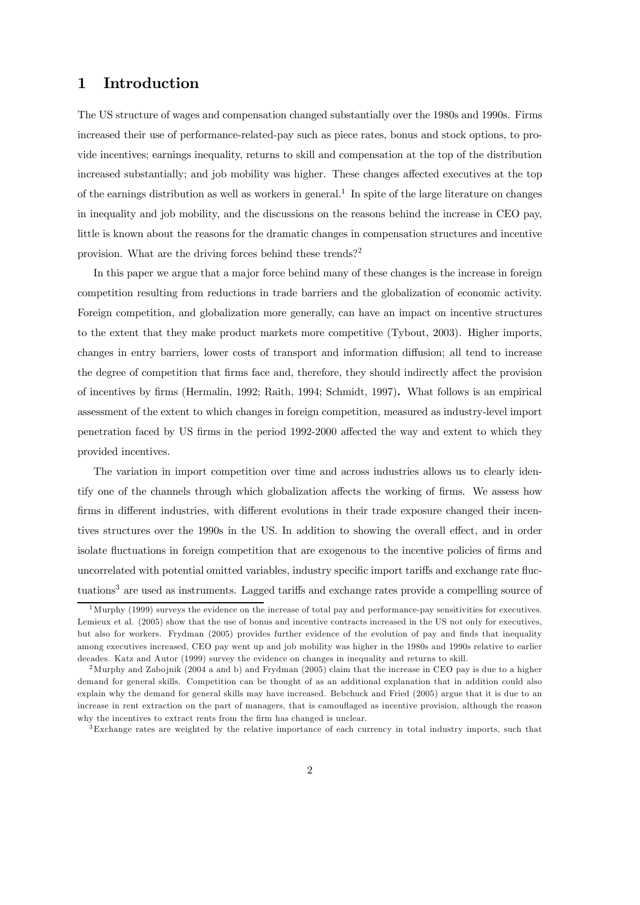# 1 Introduction

The US structure of wages and compensation changed substantially over the 1980s and 1990s. Firms increased their use of performance-related-pay such as piece rates, bonus and stock options, to provide incentives; earnings inequality, returns to skill and compensation at the top of the distribution increased substantially; and job mobility was higher. These changes affected executives at the top of the earnings distribution as well as workers in general.[1] In spite of the large literature on changes in inequality and job mobility, and the discussions on the reasons behind the increase in CEO pay, little is known about the reasons for the dramatic changes in compensation structures and incentive provision. What are the driving forces behind these trends?[2]

In this paper we argue that a major force behind many of these changes is the increase in foreign competition resulting from reductions in trade barriers and the globalization of economic activity. Foreign competition, and globalization more generally, can have an impact on incentive structures to the extent that they make product markets more competitive (Tybout, 2003). Higher imports, changes in entry barriers, lower costs of transport and information diffusion; all tend to increase the degree of competition that firms face and, therefore, they should indirectly affect the provision of incentives by firms (Hermalin, 1992; Raith, 1994; Schmidt, 1997). What follows is an empirical assessment of the extent to which changes in foreign competition, measured as industry-level import penetration faced by US firms in the period 1992-2000 affected the way and extent to which they provided incentives.

The variation in import competition over time and across industries allows us to clearly identify one of the channels through which globalization affects the working of firms. We assess how firms in different industries, with different evolutions in their trade exposure changed their incentives structures over the 1990s in the US. In addition to showing the overall effect, and in order isolate fluctuations in foreign competition that are exogenous to the incentive policies of firms and uncorrelated with potential omitted variables, industry specific import tariffs and exchange rate fluctuations[3] are used as instruments. Lagged tariffs and exchange rates provide a compelling source of

[1] Murphy (1999) surveys the evidence on the increase of total pay and performance-pay sensitivities for executives. Lemieux et al. (2005) show that the use of bonus and incentive contracts increased in the US not only for executives, but also for workers. Frydman (2005) provides further evidence of the evolution of pay and finds that inequality among executives increased, CEO pay went up and job mobility was higher in the 1980s and 1990s relative to earlier decades. Katz and Autor (1999) survey the evidence on changes in inequality and returns to skill.

[2] Murphy and Zabojnik (2004 a and b) and Frydman (2005) claim that the increase in CEO pay is due to a higher demand for general skills. Competition can be thought of as an additional explanation that in addition could also explain why the demand for general skills may have increased. Bebchuck and Fried (2005) argue that it is due to an increase in rent extraction on the part of managers, that is camouflaged as incentive provision, although the reason why the incentives to extract rents from the firm has changed is unclear.

[3] Exchange rates are weighted by the relative importance of each currency in total industry imports, such that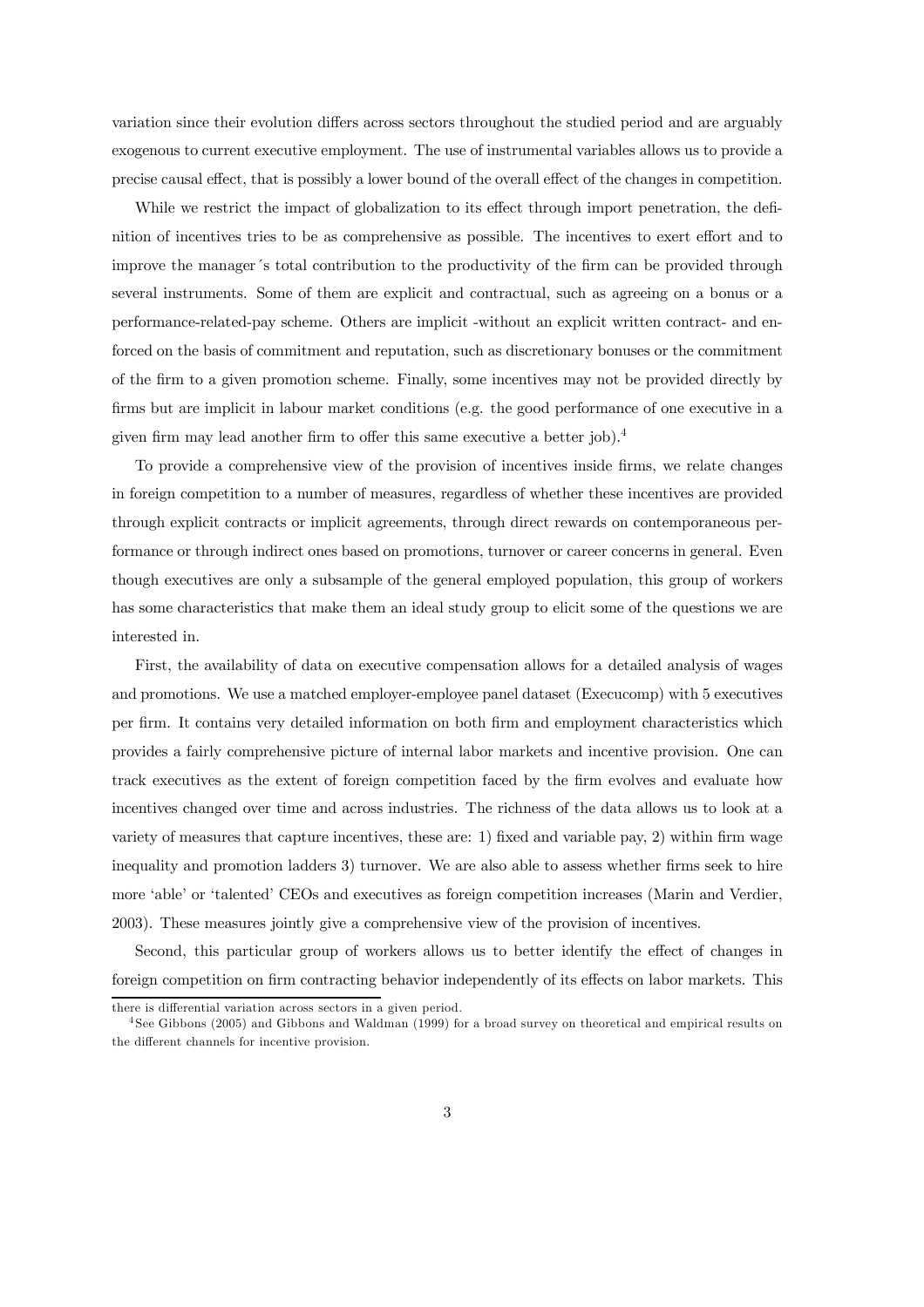variation since their evolution differs across sectors throughout the studied period and are arguably exogenous to current executive employment. The use of instrumental variables allows us to provide a precise causal effect, that is possibly a lower bound of the overall effect of the changes in competition.

While we restrict the impact of globalization to its effect through import penetration, the definition of incentives tries to be as comprehensive as possible. The incentives to exert effort and to improve the manager´s total contribution to the productivity of the firm can be provided through several instruments. Some of them are explicit and contractual, such as agreeing on a bonus or a performance-related-pay scheme. Others are implicit -without an explicit written contract- and enforced on the basis of commitment and reputation, such as discretionary bonuses or the commitment of the firm to a given promotion scheme. Finally, some incentives may not be provided directly by firms but are implicit in labour market conditions (e.g. the good performance of one executive in a given firm may lead another firm to offer this same executive a better job).[4]

To provide a comprehensive view of the provision of incentives inside firms, we relate changes in foreign competition to a number of measures, regardless of whether these incentives are provided through explicit contracts or implicit agreements, through direct rewards on contemporaneous performance or through indirect ones based on promotions, turnover or career concerns in general. Even though executives are only a subsample of the general employed population, this group of workers has some characteristics that make them an ideal study group to elicit some of the questions we are interested in.

First, the availability of data on executive compensation allows for a detailed analysis of wages and promotions. We use a matched employer-employee panel dataset (Execucomp) with 5 executives per firm. It contains very detailed information on both firm and employment characteristics which provides a fairly comprehensive picture of internal labor markets and incentive provision. One can track executives as the extent of foreign competition faced by the firm evolves and evaluate how incentives changed over time and across industries. The richness of the data allows us to look at a variety of measures that capture incentives, these are: 1) fixed and variable pay, 2) within firm wage inequality and promotion ladders 3) turnover. We are also able to assess whether firms seek to hire more 'able' or 'talented' CEOs and executives as foreign competition increases (Marin and Verdier, 2003). These measures jointly give a comprehensive view of the provision of incentives.

Second, this particular group of workers allows us to better identify the effect of changes in foreign competition on firm contracting behavior independently of its effects on labor markets. This

there is differential variation across sectors in a given period.

[4] See Gibbons (2005) and Gibbons and Waldman (1999) for a broad survey on theoretical and empirical results on the different channels for incentive provision.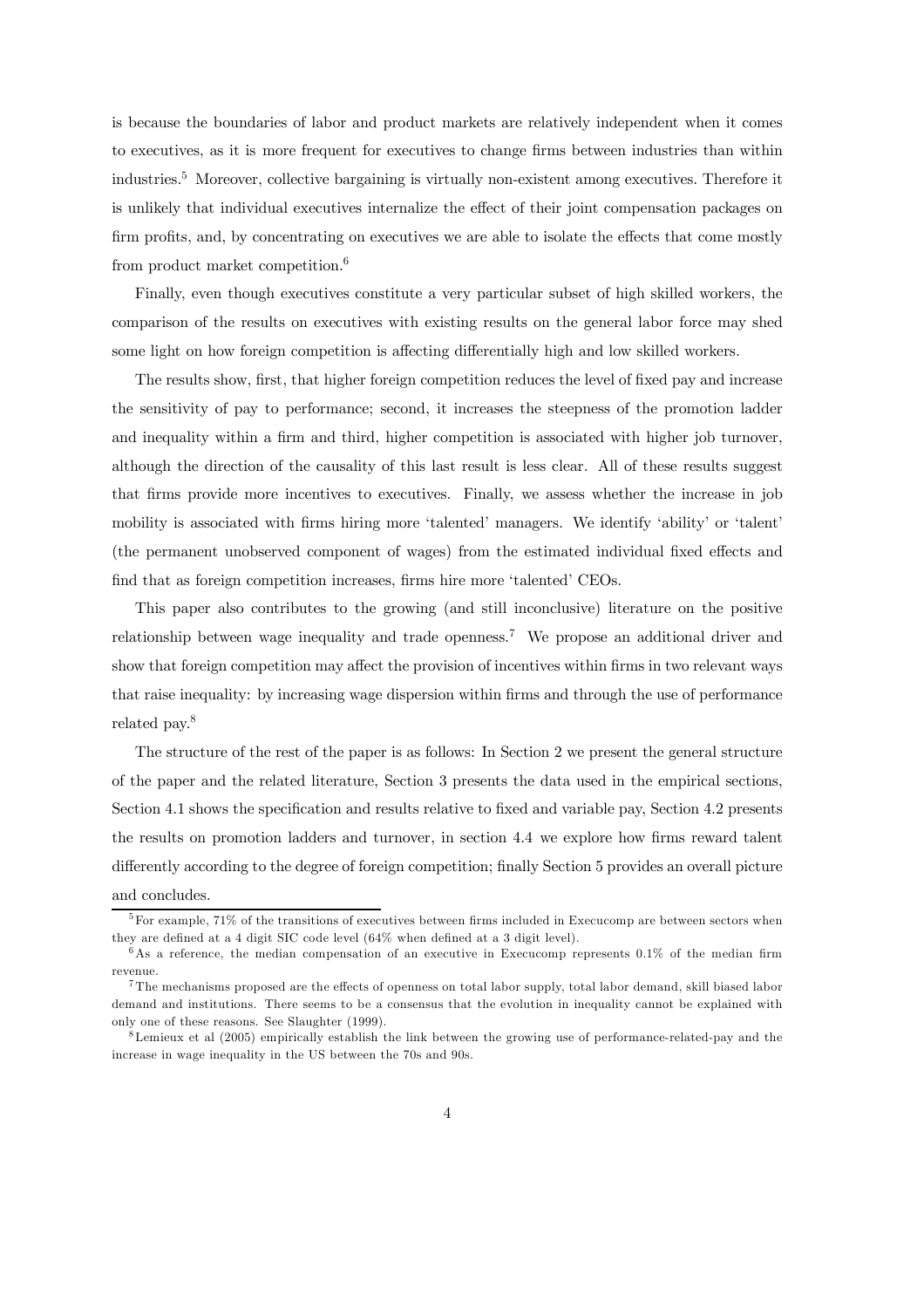is because the boundaries of labor and product markets are relatively independent when it comes to executives, as it is more frequent for executives to change firms between industries than within industries.[5] Moreover, collective bargaining is virtually non-existent among executives. Therefore it is unlikely that individual executives internalize the effect of their joint compensation packages on firm profits, and, by concentrating on executives we are able to isolate the effects that come mostly from product market competition.[6]

Finally, even though executives constitute a very particular subset of high skilled workers, the comparison of the results on executives with existing results on the general labor force may shed some light on how foreign competition is affecting differentially high and low skilled workers.

The results show, first, that higher foreign competition reduces the level of fixed pay and increase the sensitivity of pay to performance; second, it increases the steepness of the promotion ladder and inequality within a firm and third, higher competition is associated with higher job turnover, although the direction of the causality of this last result is less clear. All of these results suggest that firms provide more incentives to executives. Finally, we assess whether the increase in job mobility is associated with firms hiring more 'talented' managers. We identify 'ability' or 'talent' (the permanent unobserved component of wages) from the estimated individual fixed effects and find that as foreign competition increases, firms hire more 'talented' CEOs.

This paper also contributes to the growing (and still inconclusive) literature on the positive relationship between wage inequality and trade openness.[7] We propose an additional driver and show that foreign competition may affect the provision of incentives within firms in two relevant ways that raise inequality: by increasing wage dispersion within firms and through the use of performance related pay.[8]

The structure of the rest of the paper is as follows: In Section 2 we present the general structure of the paper and the related literature, Section 3 presents the data used in the empirical sections, Section 4.1 shows the specification and results relative to fixed and variable pay, Section 4.2 presents the results on promotion ladders and turnover, in section 4.4 we explore how firms reward talent differently according to the degree of foreign competition; finally Section 5 provides an overall picture and concludes.

---

[5] For example, 71% of the transitions of executives between firms included in Execucomp are between sectors when they are defined at a 4 digit SIC code level (64% when defined at a 3 digit level).

[6] As a reference, the median compensation of an executive in Execucomp represents 0.1% of the median firm revenue.

[7] The mechanisms proposed are the effects of openness on total labor supply, total labor demand, skill biased labor demand and institutions. There seems to be a consensus that the evolution in inequality cannot be explained with only one of these reasons. See Slaughter (1999).

[8] Lemieux et al (2005) empirically establish the link between the growing use of performance-related-pay and the increase in wage inequality in the US between the 70s and 90s.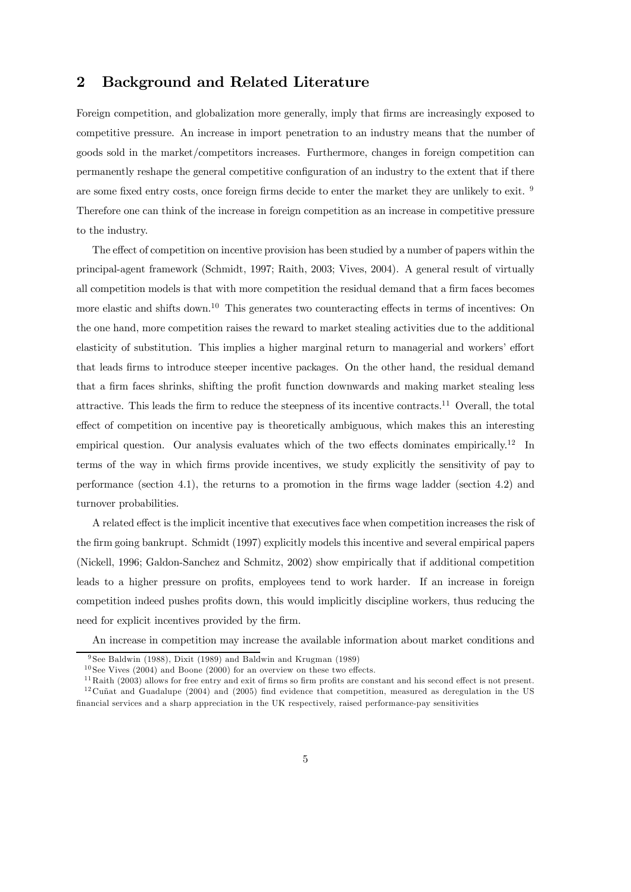## 2 Background and Related Literature

Foreign competition, and globalization more generally, imply that firms are increasingly exposed to competitive pressure. An increase in import penetration to an industry means that the number of goods sold in the market/competitors increases. Furthermore, changes in foreign competition can permanently reshape the general competitive configuration of an industry to the extent that if there are some fixed entry costs, once foreign firms decide to enter the market they are unlikely to exit. [9] Therefore one can think of the increase in foreign competition as an increase in competitive pressure to the industry.

The effect of competition on incentive provision has been studied by a number of papers within the principal-agent framework (Schmidt, 1997; Raith, 2003; Vives, 2004). A general result of virtually all competition models is that with more competition the residual demand that a firm faces becomes more elastic and shifts down.[10] This generates two counteracting effects in terms of incentives: On the one hand, more competition raises the reward to market stealing activities due to the additional elasticity of substitution. This implies a higher marginal return to managerial and workers' effort that leads firms to introduce steeper incentive packages. On the other hand, the residual demand that a firm faces shrinks, shifting the profit function downwards and making market stealing less attractive. This leads the firm to reduce the steepness of its incentive contracts.[11] Overall, the total effect of competition on incentive pay is theoretically ambiguous, which makes this an interesting empirical question. Our analysis evaluates which of the two effects dominates empirically.[12] In terms of the way in which firms provide incentives, we study explicitly the sensitivity of pay to performance (section 4.1), the returns to a promotion in the firms wage ladder (section 4.2) and turnover probabilities.

A related effect is the implicit incentive that executives face when competition increases the risk of the firm going bankrupt. Schmidt (1997) explicitly models this incentive and several empirical papers (Nickell, 1996; Galdon-Sanchez and Schmitz, 2002) show empirically that if additional competition leads to a higher pressure on profits, employees tend to work harder. If an increase in foreign competition indeed pushes profits down, this would implicitly discipline workers, thus reducing the need for explicit incentives provided by the firm.

An increase in competition may increase the available information about market conditions and

[9] See Baldwin (1988), Dixit (1989) and Baldwin and Krugman (1989)

[10] See Vives (2004) and Boone (2000) for an overview on these two effects.

[11] Raith (2003) allows for free entry and exit of firms so firm profits are constant and his second effect is not present.

[12] Cuñat and Guadalupe (2004) and (2005) find evidence that competition, measured as deregulation in the US financial services and a sharp appreciation in the UK respectively, raised performance-pay sensitivities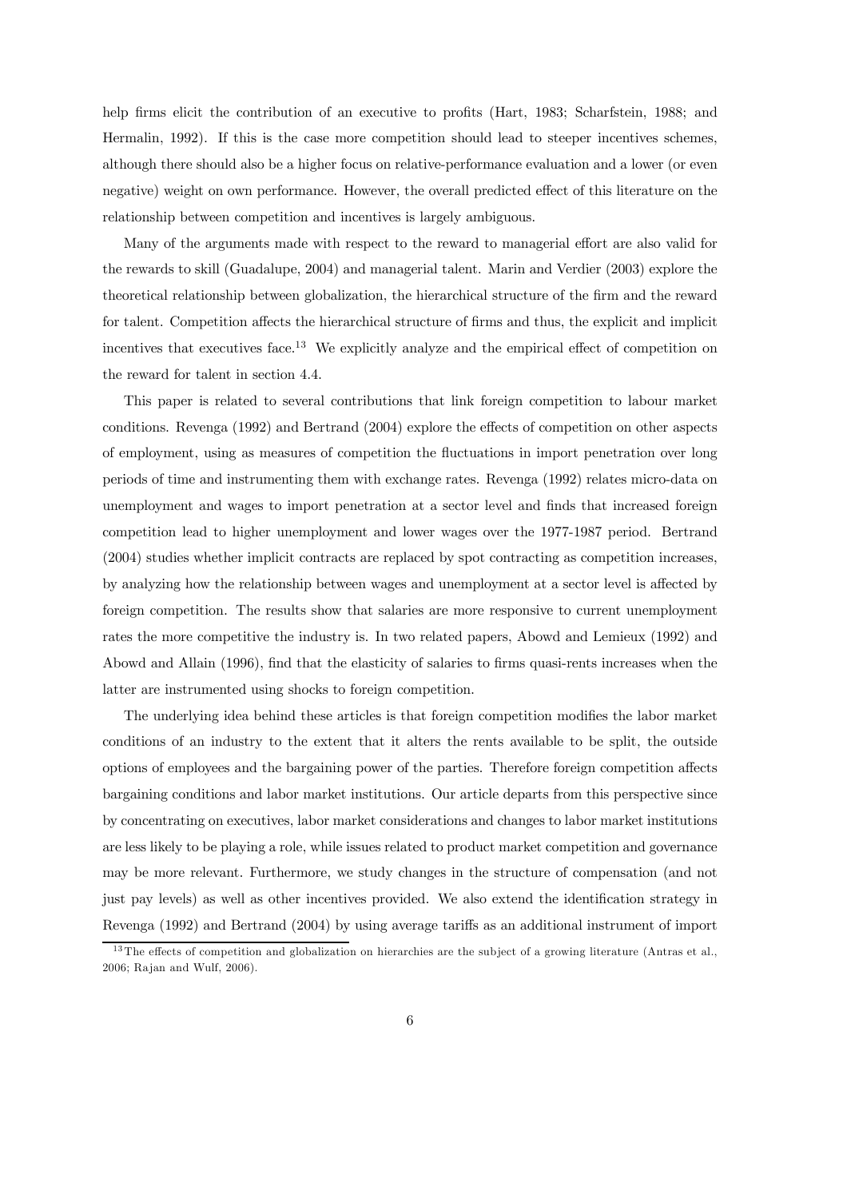help firms elicit the contribution of an executive to profits (Hart, 1983; Scharfstein, 1988; and Hermalin, 1992). If this is the case more competition should lead to steeper incentives schemes, although there should also be a higher focus on relative-performance evaluation and a lower (or even negative) weight on own performance. However, the overall predicted effect of this literature on the relationship between competition and incentives is largely ambiguous.

Many of the arguments made with respect to the reward to managerial effort are also valid for the rewards to skill (Guadalupe, 2004) and managerial talent. Marin and Verdier (2003) explore the theoretical relationship between globalization, the hierarchical structure of the firm and the reward for talent. Competition affects the hierarchical structure of firms and thus, the explicit and implicit incentives that executives face.[13] We explicitly analyze and the empirical effect of competition on the reward for talent in section 4.4.

This paper is related to several contributions that link foreign competition to labour market conditions. Revenga (1992) and Bertrand (2004) explore the effects of competition on other aspects of employment, using as measures of competition the fluctuations in import penetration over long periods of time and instrumenting them with exchange rates. Revenga (1992) relates micro-data on unemployment and wages to import penetration at a sector level and finds that increased foreign competition lead to higher unemployment and lower wages over the 1977-1987 period. Bertrand (2004) studies whether implicit contracts are replaced by spot contracting as competition increases, by analyzing how the relationship between wages and unemployment at a sector level is affected by foreign competition. The results show that salaries are more responsive to current unemployment rates the more competitive the industry is. In two related papers, Abowd and Lemieux (1992) and Abowd and Allain (1996), find that the elasticity of salaries to firms quasi-rents increases when the latter are instrumented using shocks to foreign competition.

The underlying idea behind these articles is that foreign competition modifies the labor market conditions of an industry to the extent that it alters the rents available to be split, the outside options of employees and the bargaining power of the parties. Therefore foreign competition affects bargaining conditions and labor market institutions. Our article departs from this perspective since by concentrating on executives, labor market considerations and changes to labor market institutions are less likely to be playing a role, while issues related to product market competition and governance may be more relevant. Furthermore, we study changes in the structure of compensation (and not just pay levels) as well as other incentives provided. We also extend the identification strategy in Revenga (1992) and Bertrand (2004) by using average tariffs as an additional instrument of import

[13] The effects of competition and globalization on hierarchies are the subject of a growing literature (Antras et al., 2006; Rajan and Wulf, 2006).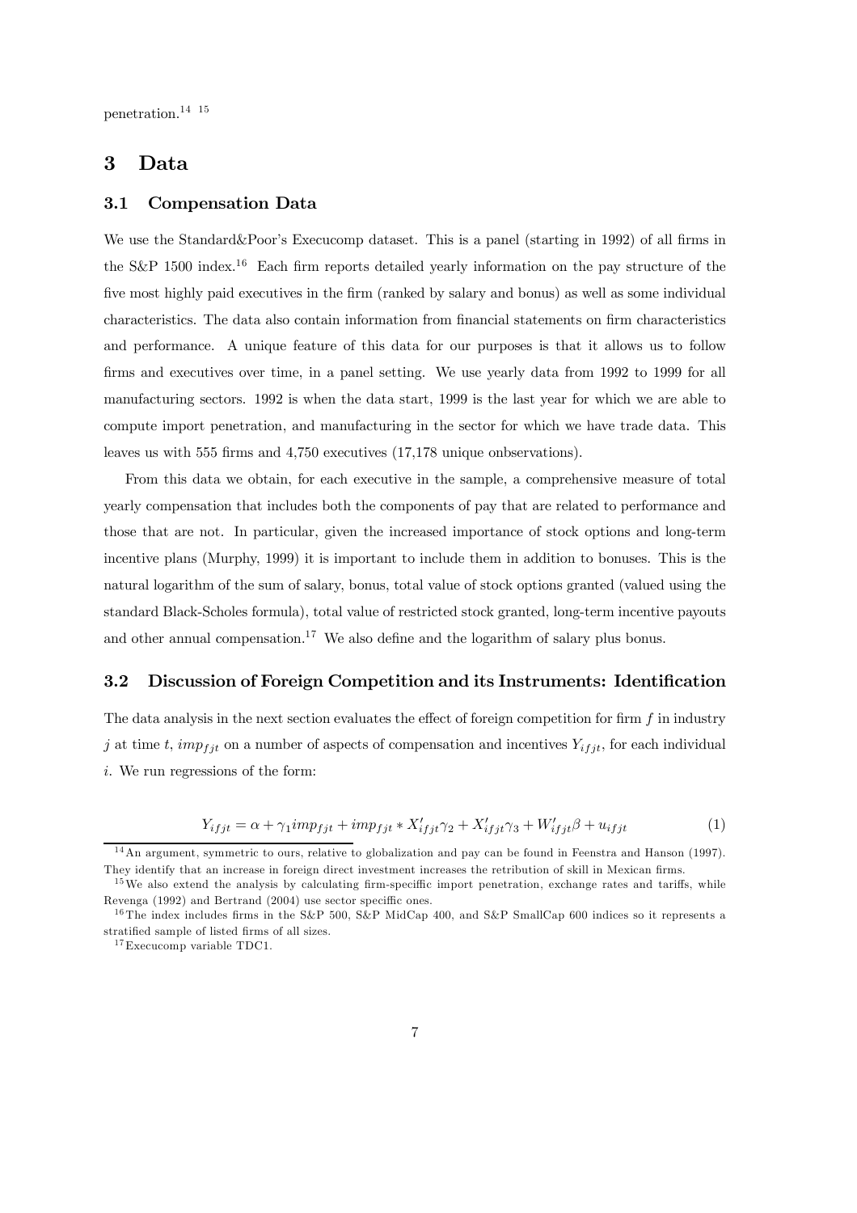penetration.[14] [15]

# 3 Data

## 3.1 Compensation Data

We use the Standard&Poor's Execucomp dataset. This is a panel (starting in 1992) of all firms in the S&P 1500 index.[16] Each firm reports detailed yearly information on the pay structure of the five most highly paid executives in the firm (ranked by salary and bonus) as well as some individual characteristics. The data also contain information from financial statements on firm characteristics and performance. A unique feature of this data for our purposes is that it allows us to follow firms and executives over time, in a panel setting. We use yearly data from 1992 to 1999 for all manufacturing sectors. 1992 is when the data start, 1999 is the last year for which we are able to compute import penetration, and manufacturing in the sector for which we have trade data. This leaves us with 555 firms and 4,750 executives (17,178 unique onbservations).

From this data we obtain, for each executive in the sample, a comprehensive measure of total yearly compensation that includes both the components of pay that are related to performance and those that are not. In particular, given the increased importance of stock options and long-term incentive plans (Murphy, 1999) it is important to include them in addition to bonuses. This is the natural logarithm of the sum of salary, bonus, total value of stock options granted (valued using the standard Black-Scholes formula), total value of restricted stock granted, long-term incentive payouts and other annual compensation.[17] We also define and the logarithm of salary plus bonus.

## 3.2 Discussion of Foreign Competition and its Instruments: Identification

The data analysis in the next section evaluates the effect of foreign competition for firm $f$ in industry $j$ at time $t$, $imp_{fjt}$ on a number of aspects of compensation and incentives $Y_{ifjt}$, for each individual $i$. We run regressions of the form:

$$Y_{ifjt} = \alpha + \gamma_1 imp_{fjt} + imp_{fjt} * X'_{ifjt}\gamma_2 + X'_{ifjt}\gamma_3 + W'_{ifjt}\beta + u_{ifjt} \tag{1}$$

[14] An argument, symmetric to ours, relative to globalization and pay can be found in Feenstra and Hanson (1997). They identify that an increase in foreign direct investment increases the retribution of skill in Mexican firms.

[15] We also extend the analysis by calculating firm-speciffic import penetration, exchange rates and tariffs, while Revenga (1992) and Bertrand (2004) use sector speciffic ones.

[16] The index includes firms in the S&P 500, S&P MidCap 400, and S&P SmallCap 600 indices so it represents a stratified sample of listed firms of all sizes.

[17] Execucomp variable TDC1.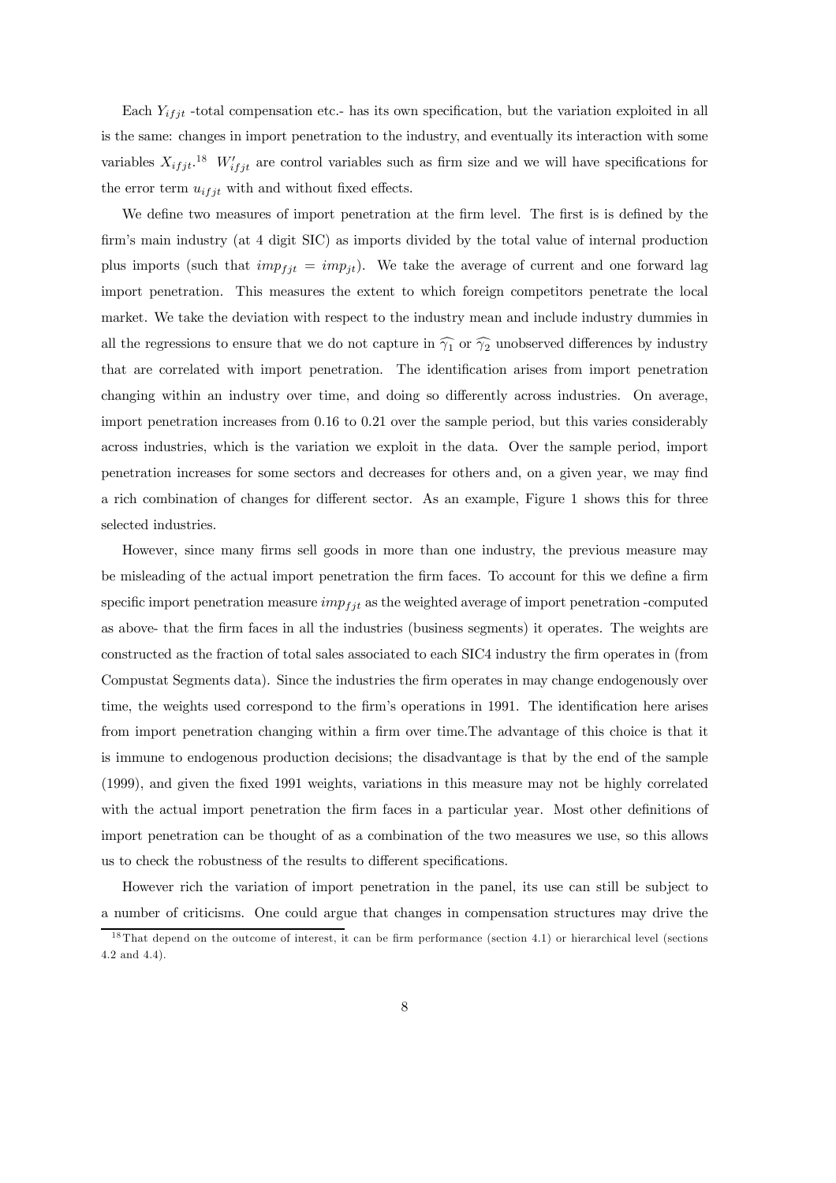Each $Y_{ifjt}$ -total compensation etc.- has its own specification, but the variation exploited in all is the same: changes in import penetration to the industry, and eventually its interaction with some variables $X_{ifjt}$.[18] $W'_{ifjt}$ are control variables such as firm size and we will have specifications for the error term $u_{ifjt}$ with and without fixed effects.

We define two measures of import penetration at the firm level. The first is is defined by the firm's main industry (at 4 digit SIC) as imports divided by the total value of internal production plus imports (such that $imp_{fjt} = imp_{jt}$). We take the average of current and one forward lag import penetration. This measures the extent to which foreign competitors penetrate the local market. We take the deviation with respect to the industry mean and include industry dummies in all the regressions to ensure that we do not capture in $\widehat{\gamma_1}$ or $\widehat{\gamma_2}$ unobserved differences by industry that are correlated with import penetration. The identification arises from import penetration changing within an industry over time, and doing so differently across industries. On average, import penetration increases from 0.16 to 0.21 over the sample period, but this varies considerably across industries, which is the variation we exploit in the data. Over the sample period, import penetration increases for some sectors and decreases for others and, on a given year, we may find a rich combination of changes for different sector. As an example, Figure 1 shows this for three selected industries.

However, since many firms sell goods in more than one industry, the previous measure may be misleading of the actual import penetration the firm faces. To account for this we define a firm specific import penetration measure $imp_{fjt}$ as the weighted average of import penetration -computed as above- that the firm faces in all the industries (business segments) it operates. The weights are constructed as the fraction of total sales associated to each SIC4 industry the firm operates in (from Compustat Segments data). Since the industries the firm operates in may change endogenously over time, the weights used correspond to the firm's operations in 1991. The identification here arises from import penetration changing within a firm over time.The advantage of this choice is that it is immune to endogenous production decisions; the disadvantage is that by the end of the sample (1999), and given the fixed 1991 weights, variations in this measure may not be highly correlated with the actual import penetration the firm faces in a particular year. Most other definitions of import penetration can be thought of as a combination of the two measures we use, so this allows us to check the robustness of the results to different specifications.

However rich the variation of import penetration in the panel, its use can still be subject to a number of criticisms. One could argue that changes in compensation structures may drive the

[18] That depend on the outcome of interest, it can be firm performance (section 4.1) or hierarchical level (sections 4.2 and 4.4).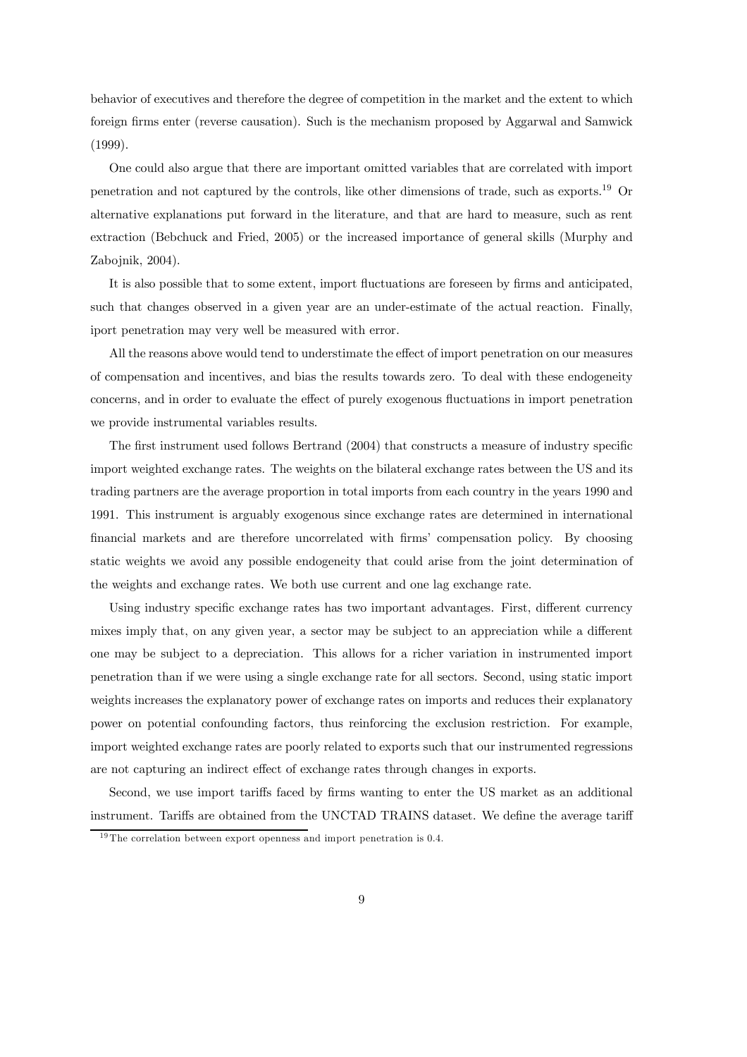behavior of executives and therefore the degree of competition in the market and the extent to which foreign firms enter (reverse causation). Such is the mechanism proposed by Aggarwal and Samwick (1999).

One could also argue that there are important omitted variables that are correlated with import penetration and not captured by the controls, like other dimensions of trade, such as exports.[19] Or alternative explanations put forward in the literature, and that are hard to measure, such as rent extraction (Bebchuck and Fried, 2005) or the increased importance of general skills (Murphy and Zabojnik, 2004).

It is also possible that to some extent, import fluctuations are foreseen by firms and anticipated, such that changes observed in a given year are an under-estimate of the actual reaction. Finally, iport penetration may very well be measured with error.

All the reasons above would tend to understimate the effect of import penetration on our measures of compensation and incentives, and bias the results towards zero. To deal with these endogeneity concerns, and in order to evaluate the effect of purely exogenous fluctuations in import penetration we provide instrumental variables results.

The first instrument used follows Bertrand (2004) that constructs a measure of industry specific import weighted exchange rates. The weights on the bilateral exchange rates between the US and its trading partners are the average proportion in total imports from each country in the years 1990 and 1991. This instrument is arguably exogenous since exchange rates are determined in international financial markets and are therefore uncorrelated with firms' compensation policy. By choosing static weights we avoid any possible endogeneity that could arise from the joint determination of the weights and exchange rates. We both use current and one lag exchange rate.

Using industry specific exchange rates has two important advantages. First, different currency mixes imply that, on any given year, a sector may be subject to an appreciation while a different one may be subject to a depreciation. This allows for a richer variation in instrumented import penetration than if we were using a single exchange rate for all sectors. Second, using static import weights increases the explanatory power of exchange rates on imports and reduces their explanatory power on potential confounding factors, thus reinforcing the exclusion restriction. For example, import weighted exchange rates are poorly related to exports such that our instrumented regressions are not capturing an indirect effect of exchange rates through changes in exports.

Second, we use import tariffs faced by firms wanting to enter the US market as an additional instrument. Tariffs are obtained from the UNCTAD TRAINS dataset. We define the average tariff

[19] The correlation between export openness and import penetration is 0.4.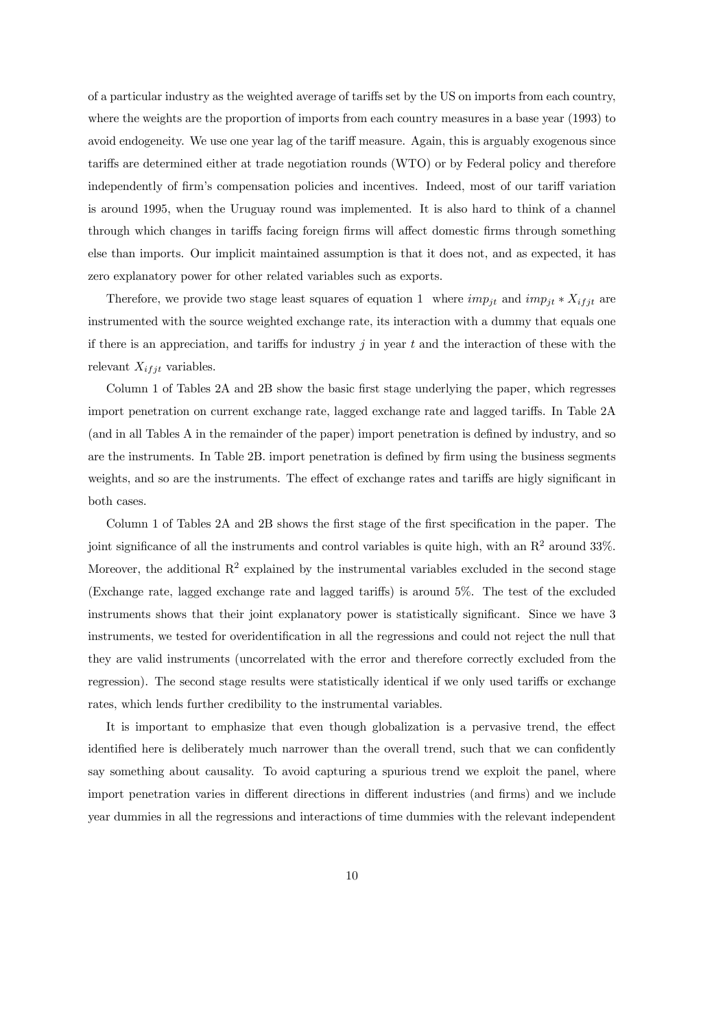of a particular industry as the weighted average of tariffs set by the US on imports from each country, where the weights are the proportion of imports from each country measures in a base year (1993) to avoid endogeneity. We use one year lag of the tariff measure. Again, this is arguably exogenous since tariffs are determined either at trade negotiation rounds (WTO) or by Federal policy and therefore independently of firm's compensation policies and incentives. Indeed, most of our tariff variation is around 1995, when the Uruguay round was implemented. It is also hard to think of a channel through which changes in tariffs facing foreign firms will affect domestic firms through something else than imports. Our implicit maintained assumption is that it does not, and as expected, it has zero explanatory power for other related variables such as exports.

Therefore, we provide two stage least squares of equation 1 where $imp_{jt}$ and $imp_{jt} * X_{ifjt}$ are instrumented with the source weighted exchange rate, its interaction with a dummy that equals one if there is an appreciation, and tariffs for industry $j$ in year $t$ and the interaction of these with the relevant $X_{ifjt}$ variables.

Column 1 of Tables 2A and 2B show the basic first stage underlying the paper, which regresses import penetration on current exchange rate, lagged exchange rate and lagged tariffs. In Table 2A (and in all Tables A in the remainder of the paper) import penetration is defined by industry, and so are the instruments. In Table 2B. import penetration is defined by firm using the business segments weights, and so are the instruments. The effect of exchange rates and tariffs are higly significant in both cases.

Column 1 of Tables 2A and 2B shows the first stage of the first specification in the paper. The joint significance of all the instruments and control variables is quite high, with an $R^2$ around 33%. Moreover, the additional $R^2$ explained by the instrumental variables excluded in the second stage (Exchange rate, lagged exchange rate and lagged tariffs) is around 5%. The test of the excluded instruments shows that their joint explanatory power is statistically significant. Since we have 3 instruments, we tested for overidentification in all the regressions and could not reject the null that they are valid instruments (uncorrelated with the error and therefore correctly excluded from the regression). The second stage results were statistically identical if we only used tariffs or exchange rates, which lends further credibility to the instrumental variables.

It is important to emphasize that even though globalization is a pervasive trend, the effect identified here is deliberately much narrower than the overall trend, such that we can confidently say something about causality. To avoid capturing a spurious trend we exploit the panel, where import penetration varies in different directions in different industries (and firms) and we include year dummies in all the regressions and interactions of time dummies with the relevant independent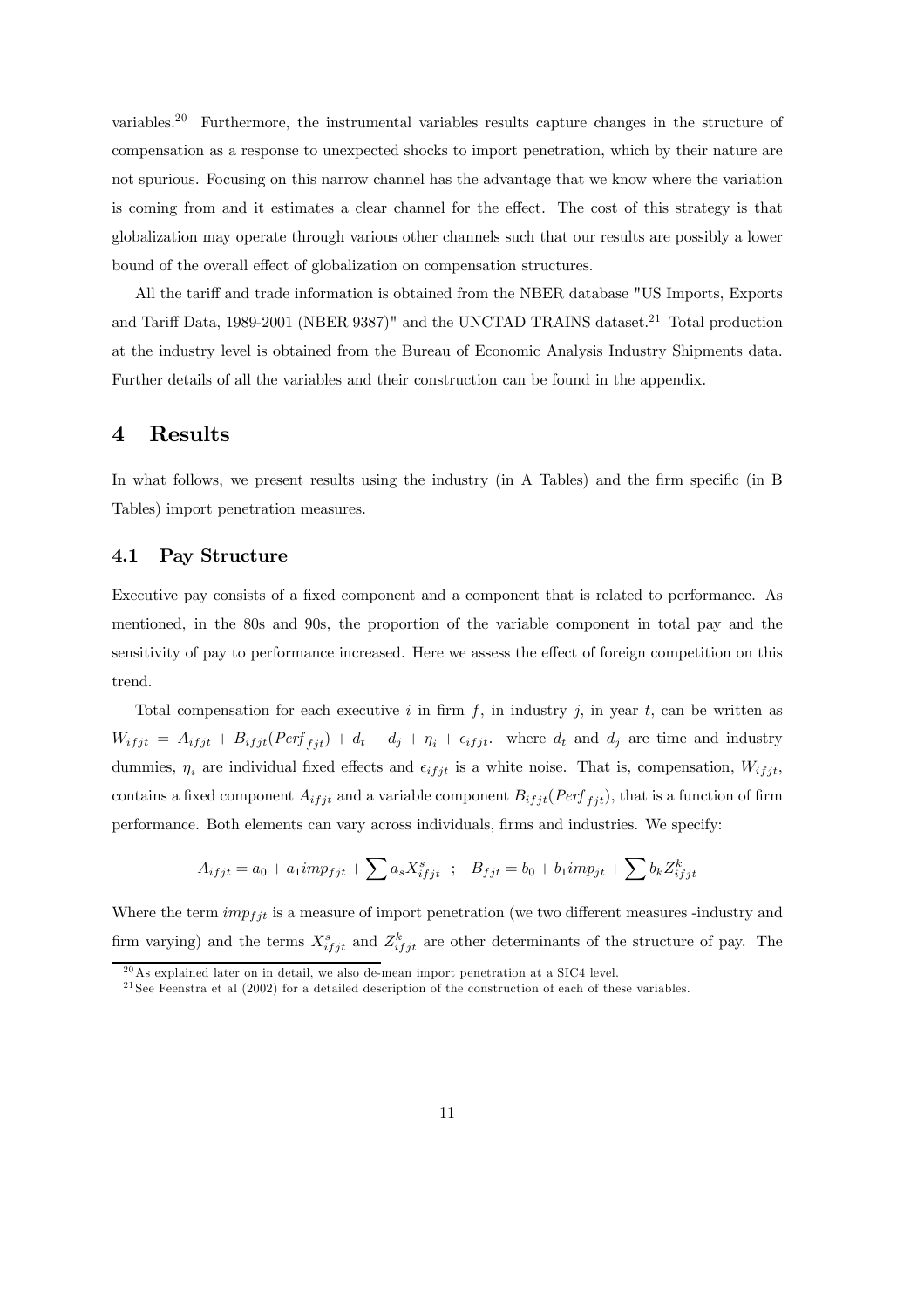variables.[20] Furthermore, the instrumental variables results capture changes in the structure of compensation as a response to unexpected shocks to import penetration, which by their nature are not spurious. Focusing on this narrow channel has the advantage that we know where the variation is coming from and it estimates a clear channel for the effect. The cost of this strategy is that globalization may operate through various other channels such that our results are possibly a lower bound of the overall effect of globalization on compensation structures.

All the tariff and trade information is obtained from the NBER database "US Imports, Exports and Tariff Data, 1989-2001 (NBER 9387)" and the UNCTAD TRAINS dataset.[21] Total production at the industry level is obtained from the Bureau of Economic Analysis Industry Shipments data. Further details of all the variables and their construction can be found in the appendix.

# 4 Results

In what follows, we present results using the industry (in A Tables) and the firm specific (in B Tables) import penetration measures.

## 4.1 Pay Structure

Executive pay consists of a fixed component and a component that is related to performance. As mentioned, in the 80s and 90s, the proportion of the variable component in total pay and the sensitivity of pay to performance increased. Here we assess the effect of foreign competition on this trend.

Total compensation for each executive $i$ in firm $f$, in industry $j$, in year $t$, can be written as $W_{ifjt} = A_{ifjt} + B_{ifjt}(Perf_{fjt}) + d_t + d_j + \eta_i + \epsilon_{ifjt}$. where $d_t$ and $d_j$ are time and industry dummies, $\eta_i$ are individual fixed effects and $\epsilon_{ifjt}$ is a white noise. That is, compensation, $W_{ifjt}$, contains a fixed component $A_{ifjt}$ and a variable component $B_{ifjt}(Perf_{fjt})$, that is a function of firm performance. Both elements can vary across individuals, firms and industries. We specify:

$$A_{ifjt} = a_0 + a_1 imp_{fjt} + \sum a_s X^s_{ifjt} \quad ; \quad B_{fjt} = b_0 + b_1 imp_{jt} + \sum b_k Z^k_{ifjt}$$

Where the term $imp_{fjt}$ is a measure of import penetration (we two different measures -industry and firm varying) and the terms $X^s_{ifjt}$ and $Z^k_{ifjt}$ are other determinants of the structure of pay. The

[20] As explained later on in detail, we also de-mean import penetration at a SIC4 level.

[21] See Feenstra et al (2002) for a detailed description of the construction of each of these variables.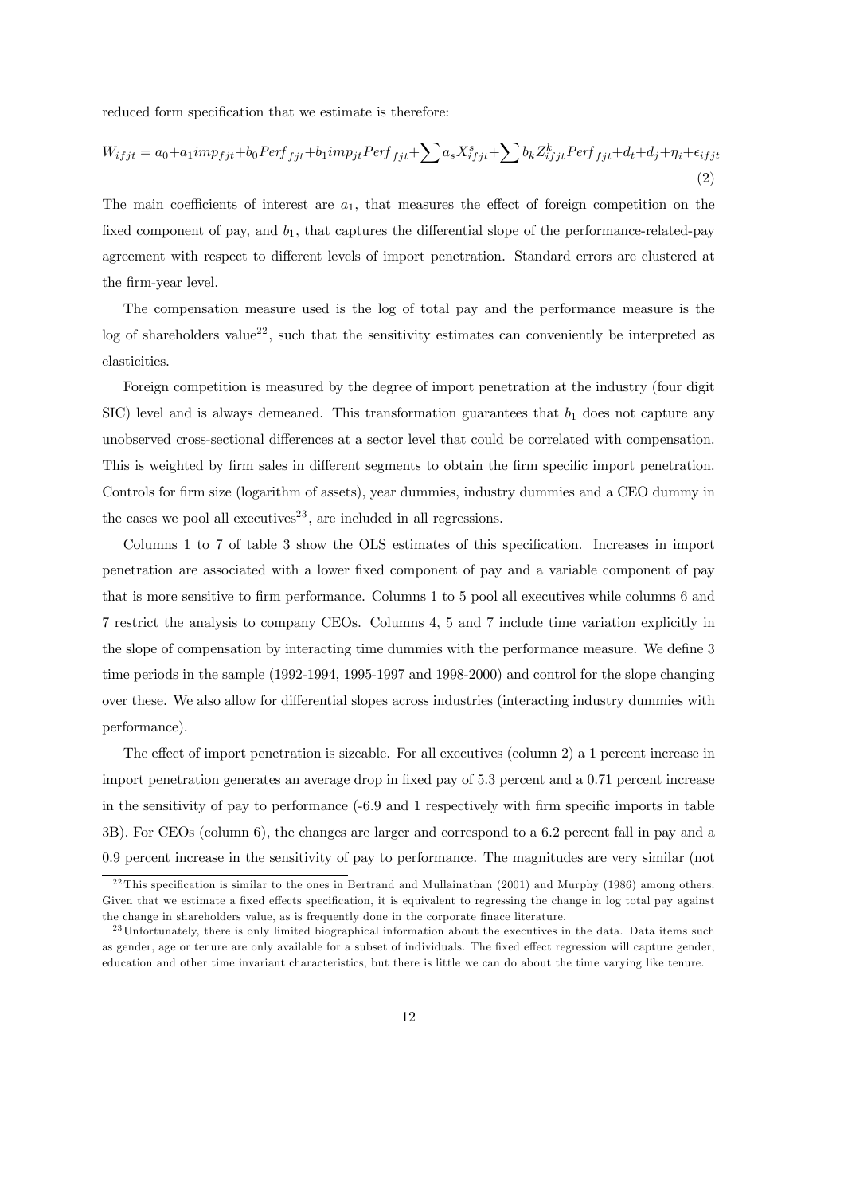reduced form specification that we estimate is therefore:

$$W_{ifjt} = a_0 + a_1 imp_{fjt} + b_0 Perf_{fjt} + b_1 imp_{jt} Perf_{fjt} + \sum a_s X^s_{ifjt} + \sum b_k Z^k_{ifjt} Perf_{fjt} + d_t + d_j + \eta_i + \epsilon_{ifjt} \quad (2)$$

The main coefficients of interest are $a_1$, that measures the effect of foreign competition on the fixed component of pay, and $b_1$, that captures the differential slope of the performance-related-pay agreement with respect to different levels of import penetration. Standard errors are clustered at the firm-year level.

The compensation measure used is the log of total pay and the performance measure is the log of shareholders value[22], such that the sensitivity estimates can conveniently be interpreted as elasticities.

Foreign competition is measured by the degree of import penetration at the industry (four digit SIC) level and is always demeaned. This transformation guarantees that $b_1$ does not capture any unobserved cross-sectional differences at a sector level that could be correlated with compensation. This is weighted by firm sales in different segments to obtain the firm specific import penetration. Controls for firm size (logarithm of assets), year dummies, industry dummies and a CEO dummy in the cases we pool all executives[23], are included in all regressions.

Columns 1 to 7 of table 3 show the OLS estimates of this specification. Increases in import penetration are associated with a lower fixed component of pay and a variable component of pay that is more sensitive to firm performance. Columns 1 to 5 pool all executives while columns 6 and 7 restrict the analysis to company CEOs. Columns 4, 5 and 7 include time variation explicitly in the slope of compensation by interacting time dummies with the performance measure. We define 3 time periods in the sample (1992-1994, 1995-1997 and 1998-2000) and control for the slope changing over these. We also allow for differential slopes across industries (interacting industry dummies with performance).

The effect of import penetration is sizeable. For all executives (column 2) a 1 percent increase in import penetration generates an average drop in fixed pay of 5.3 percent and a 0.71 percent increase in the sensitivity of pay to performance (-6.9 and 1 respectively with firm specific imports in table 3B). For CEOs (column 6), the changes are larger and correspond to a 6.2 percent fall in pay and a 0.9 percent increase in the sensitivity of pay to performance. The magnitudes are very similar (not

[22] This specification is similar to the ones in Bertrand and Mullainathan (2001) and Murphy (1986) among others. Given that we estimate a fixed effects specification, it is equivalent to regressing the change in log total pay against the change in shareholders value, as is frequently done in the corporate finace literature.

[23] Unfortunately, there is only limited biographical information about the executives in the data. Data items such as gender, age or tenure are only available for a subset of individuals. The fixed effect regression will capture gender, education and other time invariant characteristics, but there is little we can do about the time varying like tenure.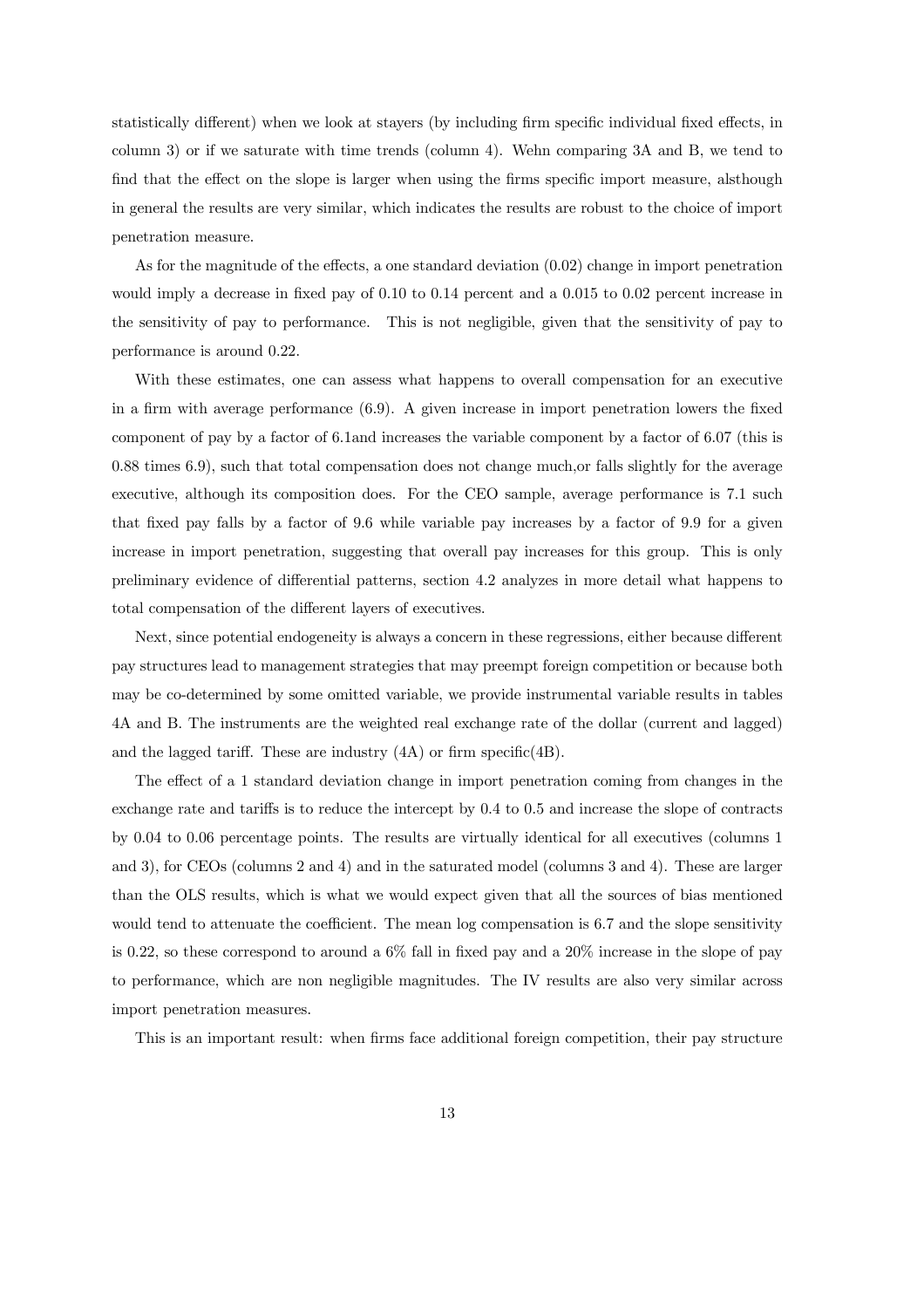statistically different) when we look at stayers (by including firm specific individual fixed effects, in column 3) or if we saturate with time trends (column 4). Wehn comparing 3A and B, we tend to find that the effect on the slope is larger when using the firms specific import measure, alsthough in general the results are very similar, which indicates the results are robust to the choice of import penetration measure.

As for the magnitude of the effects, a one standard deviation (0.02) change in import penetration would imply a decrease in fixed pay of 0.10 to 0.14 percent and a 0.015 to 0.02 percent increase in the sensitivity of pay to performance. This is not negligible, given that the sensitivity of pay to performance is around 0.22.

With these estimates, one can assess what happens to overall compensation for an executive in a firm with average performance (6.9). A given increase in import penetration lowers the fixed component of pay by a factor of 6.1and increases the variable component by a factor of 6.07 (this is 0.88 times 6.9), such that total compensation does not change much,or falls slightly for the average executive, although its composition does. For the CEO sample, average performance is 7.1 such that fixed pay falls by a factor of 9.6 while variable pay increases by a factor of 9.9 for a given increase in import penetration, suggesting that overall pay increases for this group. This is only preliminary evidence of differential patterns, section 4.2 analyzes in more detail what happens to total compensation of the different layers of executives.

Next, since potential endogeneity is always a concern in these regressions, either because different pay structures lead to management strategies that may preempt foreign competition or because both may be co-determined by some omitted variable, we provide instrumental variable results in tables 4A and B. The instruments are the weighted real exchange rate of the dollar (current and lagged) and the lagged tariff. These are industry (4A) or firm specific(4B).

The effect of a 1 standard deviation change in import penetration coming from changes in the exchange rate and tariffs is to reduce the intercept by 0.4 to 0.5 and increase the slope of contracts by 0.04 to 0.06 percentage points. The results are virtually identical for all executives (columns 1 and 3), for CEOs (columns 2 and 4) and in the saturated model (columns 3 and 4). These are larger than the OLS results, which is what we would expect given that all the sources of bias mentioned would tend to attenuate the coefficient. The mean log compensation is 6.7 and the slope sensitivity is 0.22, so these correspond to around a 6% fall in fixed pay and a 20% increase in the slope of pay to performance, which are non negligible magnitudes. The IV results are also very similar across import penetration measures.

This is an important result: when firms face additional foreign competition, their pay structure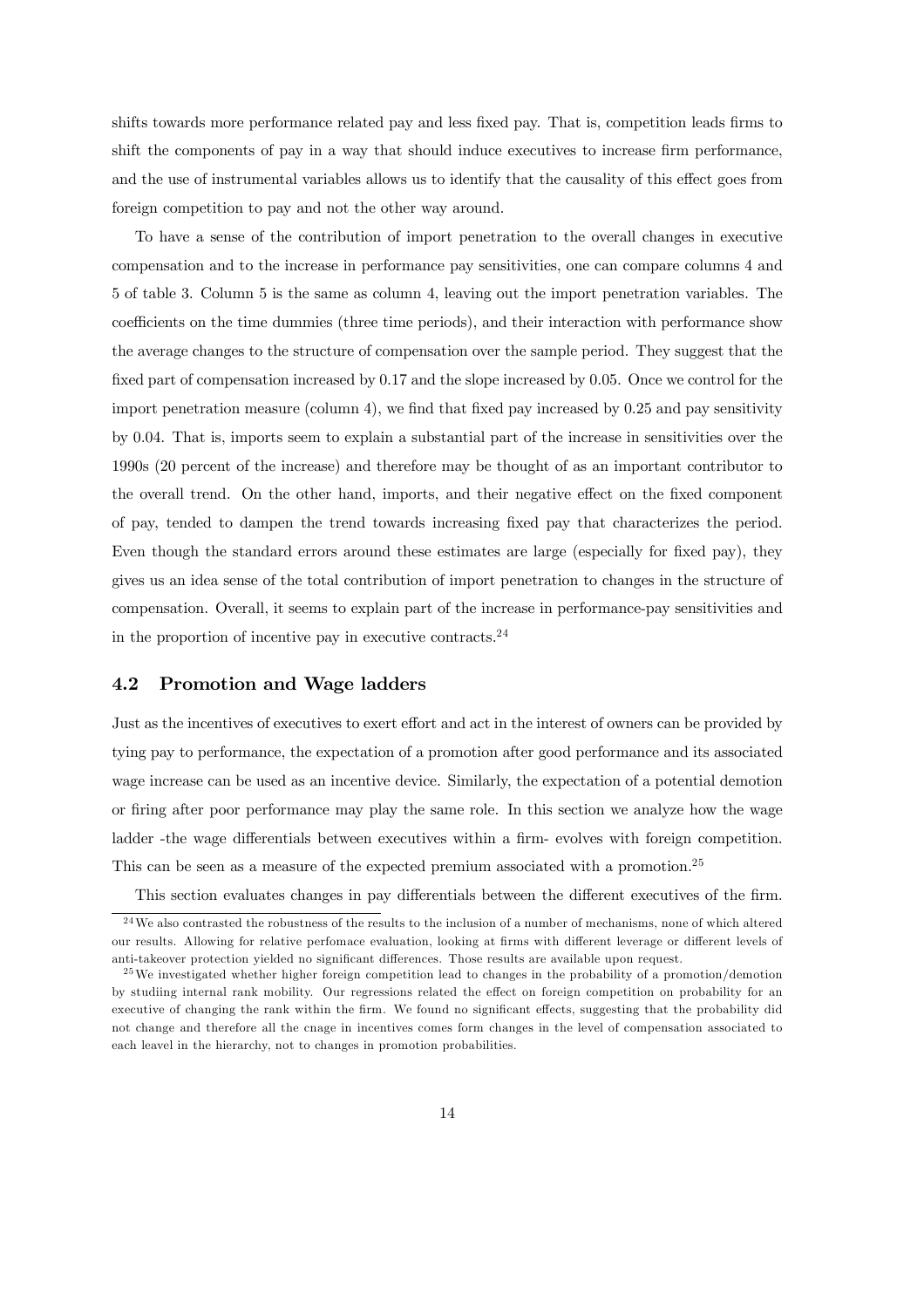shifts towards more performance related pay and less fixed pay. That is, competition leads firms to shift the components of pay in a way that should induce executives to increase firm performance, and the use of instrumental variables allows us to identify that the causality of this effect goes from foreign competition to pay and not the other way around.

To have a sense of the contribution of import penetration to the overall changes in executive compensation and to the increase in performance pay sensitivities, one can compare columns 4 and 5 of table 3. Column 5 is the same as column 4, leaving out the import penetration variables. The coefficients on the time dummies (three time periods), and their interaction with performance show the average changes to the structure of compensation over the sample period. They suggest that the fixed part of compensation increased by 0.17 and the slope increased by 0.05. Once we control for the import penetration measure (column 4), we find that fixed pay increased by 0.25 and pay sensitivity by 0.04. That is, imports seem to explain a substantial part of the increase in sensitivities over the 1990s (20 percent of the increase) and therefore may be thought of as an important contributor to the overall trend. On the other hand, imports, and their negative effect on the fixed component of pay, tended to dampen the trend towards increasing fixed pay that characterizes the period. Even though the standard errors around these estimates are large (especially for fixed pay), they gives us an idea sense of the total contribution of import penetration to changes in the structure of compensation. Overall, it seems to explain part of the increase in performance-pay sensitivities and in the proportion of incentive pay in executive contracts.[24]

## 4.2 Promotion and Wage ladders

Just as the incentives of executives to exert effort and act in the interest of owners can be provided by tying pay to performance, the expectation of a promotion after good performance and its associated wage increase can be used as an incentive device. Similarly, the expectation of a potential demotion or firing after poor performance may play the same role. In this section we analyze how the wage ladder -the wage differentials between executives within a firm- evolves with foreign competition. This can be seen as a measure of the expected premium associated with a promotion.[25]

This section evaluates changes in pay differentials between the different executives of the firm.

[24] We also contrasted the robustness of the results to the inclusion of a number of mechanisms, none of which altered our results. Allowing for relative perfomace evaluation, looking at firms with different leverage or different levels of anti-takeover protection yielded no significant differences. Those results are available upon request.

[25] We investigated whether higher foreign competition lead to changes in the probability of a promotion/demotion by studiing internal rank mobility. Our regressions related the effect on foreign competition on probability for an executive of changing the rank within the firm. We found no significant effects, suggesting that the probability did not change and therefore all the cnage in incentives comes form changes in the level of compensation associated to each leavel in the hierarchy, not to changes in promotion probabilities.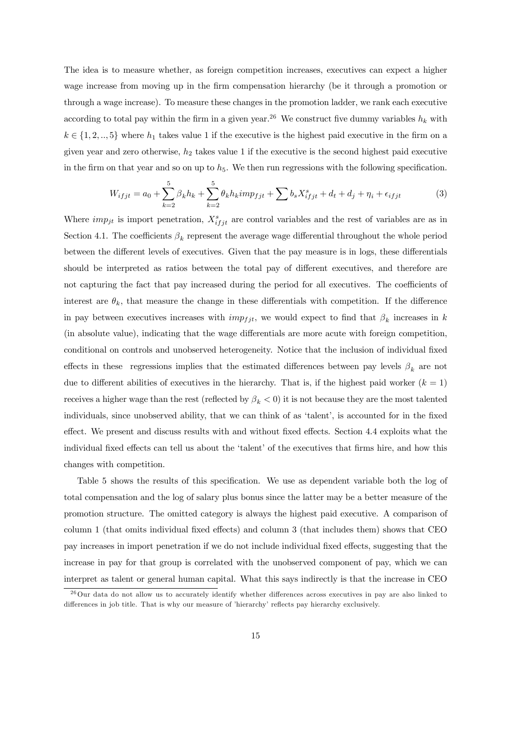The idea is to measure whether, as foreign competition increases, executives can expect a higher wage increase from moving up in the firm compensation hierarchy (be it through a promotion or through a wage increase). To measure these changes in the promotion ladder, we rank each executive according to total pay within the firm in a given year.[26] We construct five dummy variables $h_k$ with $k \in \{1, 2, .., 5\}$ where $h_1$ takes value 1 if the executive is the highest paid executive in the firm on a given year and zero otherwise, $h_2$ takes value 1 if the executive is the second highest paid executive in the firm on that year and so on up to $h_5$. We then run regressions with the following specification.

$$W_{ifjt} = a_0 + \sum_{k=2}^{5} \beta_k h_k + \sum_{k=2}^{5} \theta_k h_k imp_{fjt} + \sum b_s X_{ifjt}^s + d_t + d_j + \eta_i + \epsilon_{ifjt} \tag{3}$$

Where $imp_{jt}$ is import penetration, $X_{ifjt}^s$ are control variables and the rest of variables are as in Section 4.1. The coefficients $\beta_k$ represent the average wage differential throughout the whole period between the different levels of executives. Given that the pay measure is in logs, these differentials should be interpreted as ratios between the total pay of different executives, and therefore are not capturing the fact that pay increased during the period for all executives. The coefficients of interest are $\theta_k$, that measure the change in these differentials with competition. If the difference in pay between executives increases with $imp_{fjt}$, we would expect to find that $\beta_k$ increases in $k$ (in absolute value), indicating that the wage differentials are more acute with foreign competition, conditional on controls and unobserved heterogeneity. Notice that the inclusion of individual fixed effects in these regressions implies that the estimated differences between pay levels $\beta_k$ are not due to different abilities of executives in the hierarchy. That is, if the highest paid worker ($k = 1$) receives a higher wage than the rest (reflected by $\beta_k < 0$) it is not because they are the most talented individuals, since unobserved ability, that we can think of as 'talent', is accounted for in the fixed effect. We present and discuss results with and without fixed effects. Section 4.4 exploits what the individual fixed effects can tell us about the 'talent' of the executives that firms hire, and how this changes with competition.

Table 5 shows the results of this specification. We use as dependent variable both the log of total compensation and the log of salary plus bonus since the latter may be a better measure of the promotion structure. The omitted category is always the highest paid executive. A comparison of column 1 (that omits individual fixed effects) and column 3 (that includes them) shows that CEO pay increases in import penetration if we do not include individual fixed effects, suggesting that the increase in pay for that group is correlated with the unobserved component of pay, which we can interpret as talent or general human capital. What this says indirectly is that the increase in CEO

[26] Our data do not allow us to accurately identify whether differences across executives in pay are also linked to differences in job title. That is why our measure of 'hierarchy' reflects pay hierarchy exclusively.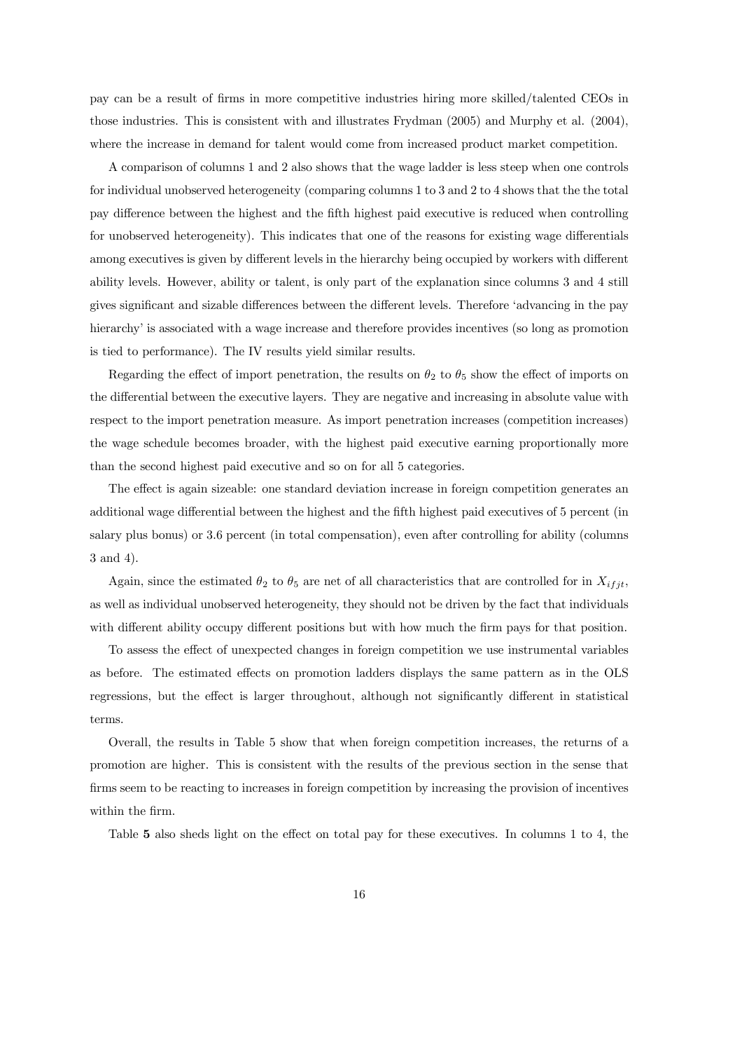pay can be a result of firms in more competitive industries hiring more skilled/talented CEOs in those industries. This is consistent with and illustrates Frydman (2005) and Murphy et al. (2004), where the increase in demand for talent would come from increased product market competition.

A comparison of columns 1 and 2 also shows that the wage ladder is less steep when one controls for individual unobserved heterogeneity (comparing columns 1 to 3 and 2 to 4 shows that the the total pay difference between the highest and the fifth highest paid executive is reduced when controlling for unobserved heterogeneity). This indicates that one of the reasons for existing wage differentials among executives is given by different levels in the hierarchy being occupied by workers with different ability levels. However, ability or talent, is only part of the explanation since columns 3 and 4 still gives significant and sizable differences between the different levels. Therefore 'advancing in the pay hierarchy' is associated with a wage increase and therefore provides incentives (so long as promotion is tied to performance). The IV results yield similar results.

Regarding the effect of import penetration, the results on $\theta_2$ to $\theta_5$ show the effect of imports on the differential between the executive layers. They are negative and increasing in absolute value with respect to the import penetration measure. As import penetration increases (competition increases) the wage schedule becomes broader, with the highest paid executive earning proportionally more than the second highest paid executive and so on for all 5 categories.

The effect is again sizeable: one standard deviation increase in foreign competition generates an additional wage differential between the highest and the fifth highest paid executives of 5 percent (in salary plus bonus) or 3.6 percent (in total compensation), even after controlling for ability (columns 3 and 4).

Again, since the estimated $\theta_2$ to $\theta_5$ are net of all characteristics that are controlled for in $X_{ifjt}$, as well as individual unobserved heterogeneity, they should not be driven by the fact that individuals with different ability occupy different positions but with how much the firm pays for that position.

To assess the effect of unexpected changes in foreign competition we use instrumental variables as before. The estimated effects on promotion ladders displays the same pattern as in the OLS regressions, but the effect is larger throughout, although not significantly different in statistical terms.

Overall, the results in Table 5 show that when foreign competition increases, the returns of a promotion are higher. This is consistent with the results of the previous section in the sense that firms seem to be reacting to increases in foreign competition by increasing the provision of incentives within the firm.

Table **5** also sheds light on the effect on total pay for these executives. In columns 1 to 4, the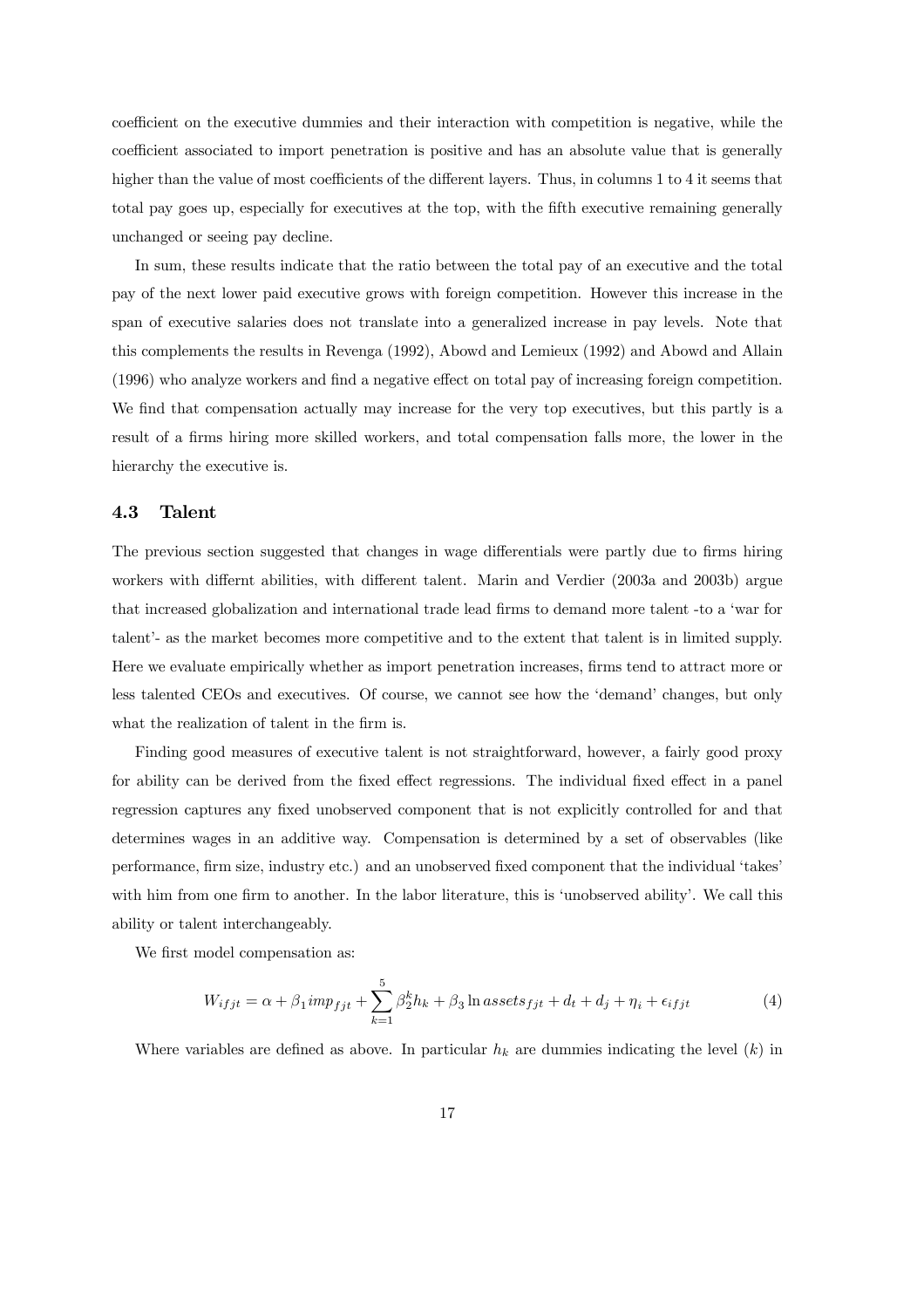coefficient on the executive dummies and their interaction with competition is negative, while the coefficient associated to import penetration is positive and has an absolute value that is generally higher than the value of most coefficients of the different layers. Thus, in columns 1 to 4 it seems that total pay goes up, especially for executives at the top, with the fifth executive remaining generally unchanged or seeing pay decline.

In sum, these results indicate that the ratio between the total pay of an executive and the total pay of the next lower paid executive grows with foreign competition. However this increase in the span of executive salaries does not translate into a generalized increase in pay levels. Note that this complements the results in Revenga (1992), Abowd and Lemieux (1992) and Abowd and Allain (1996) who analyze workers and find a negative effect on total pay of increasing foreign competition. We find that compensation actually may increase for the very top executives, but this partly is a result of a firms hiring more skilled workers, and total compensation falls more, the lower in the hierarchy the executive is.

### 4.3 Talent

The previous section suggested that changes in wage differentials were partly due to firms hiring workers with differnt abilities, with different talent. Marin and Verdier (2003a and 2003b) argue that increased globalization and international trade lead firms to demand more talent -to a 'war for talent'- as the market becomes more competitive and to the extent that talent is in limited supply. Here we evaluate empirically whether as import penetration increases, firms tend to attract more or less talented CEOs and executives. Of course, we cannot see how the 'demand' changes, but only what the realization of talent in the firm is.

Finding good measures of executive talent is not straightforward, however, a fairly good proxy for ability can be derived from the fixed effect regressions. The individual fixed effect in a panel regression captures any fixed unobserved component that is not explicitly controlled for and that determines wages in an additive way. Compensation is determined by a set of observables (like performance, firm size, industry etc.) and an unobserved fixed component that the individual 'takes' with him from one firm to another. In the labor literature, this is 'unobserved ability'. We call this ability or talent interchangeably.

We first model compensation as:

$$W_{ifjt} = \alpha + \beta_1 imp_{fjt} + \sum_{k=1}^{5} \beta_2^k h_k + \beta_3 \ln assets_{fjt} + d_t + d_j + \eta_i + \epsilon_{ifjt} \tag{4}$$

Where variables are defined as above. In particular $h_k$ are dummies indicating the level ($k$) in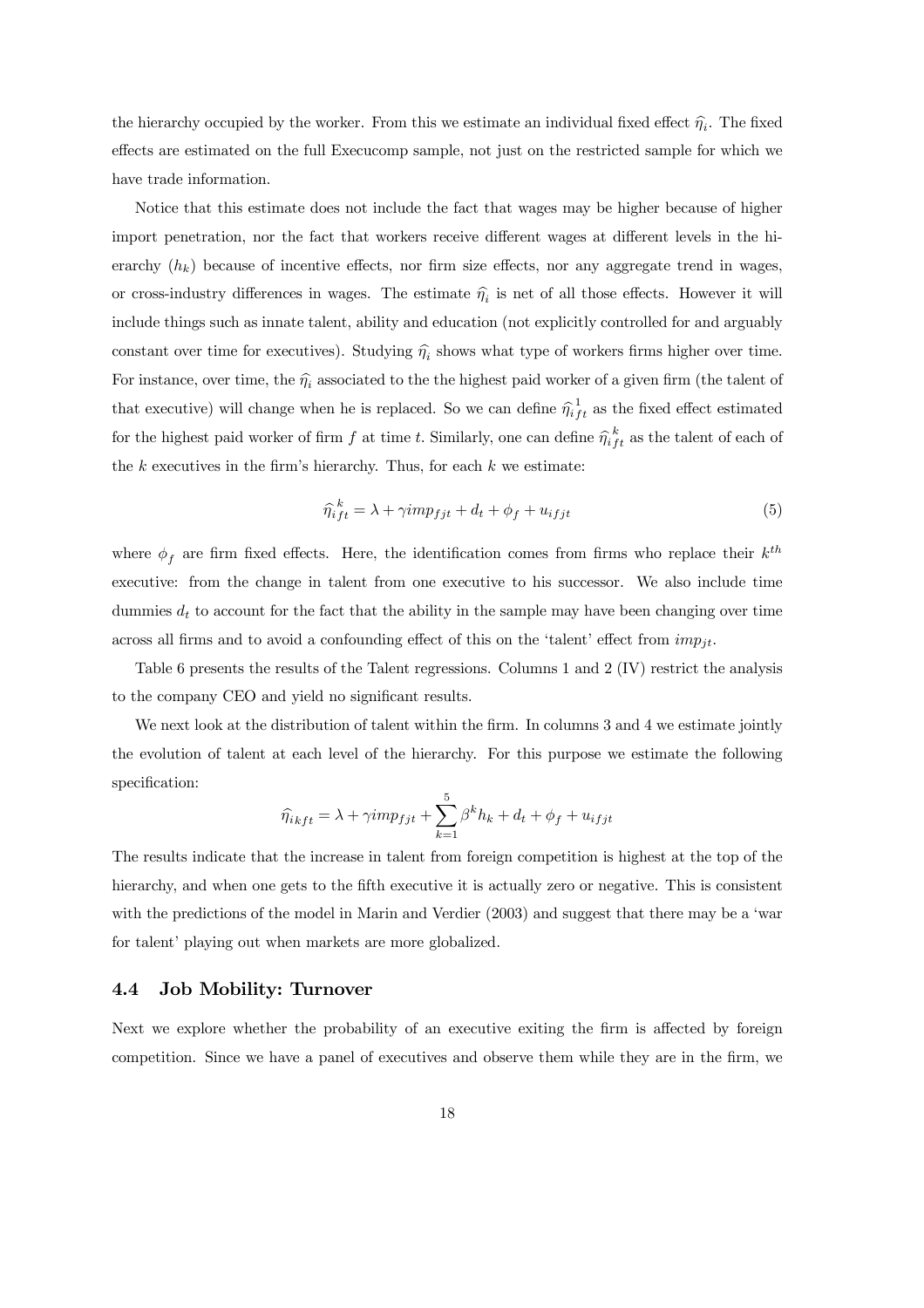the hierarchy occupied by the worker. From this we estimate an individual fixed effect $\widehat{\eta_i}$. The fixed effects are estimated on the full Execucomp sample, not just on the restricted sample for which we have trade information.

Notice that this estimate does not include the fact that wages may be higher because of higher import penetration, nor the fact that workers receive different wages at different levels in the hierarchy ($h_k$) because of incentive effects, nor firm size effects, nor any aggregate trend in wages, or cross-industry differences in wages. The estimate $\widehat{\eta_i}$ is net of all those effects. However it will include things such as innate talent, ability and education (not explicitly controlled for and arguably constant over time for executives). Studying $\widehat{\eta_i}$ shows what type of workers firms higher over time. For instance, over time, the $\widehat{\eta_i}$ associated to the the highest paid worker of a given firm (the talent of that executive) will change when he is replaced. So we can define $\widehat{\eta}_{ift}^{1}$ as the fixed effect estimated for the highest paid worker of firm $f$ at time $t$. Similarly, one can define $\widehat{\eta}_{ift}^{k}$ as the talent of each of the $k$ executives in the firm's hierarchy. Thus, for each $k$ we estimate:

$$\widehat{\eta}_{ift}^{k} = \lambda + \gamma imp_{fjt} + d_t + \phi_f + u_{ifjt} \tag{5}$$

where $\phi_f$ are firm fixed effects. Here, the identification comes from firms who replace their $k^{th}$ executive: from the change in talent from one executive to his successor. We also include time dummies $d_t$ to account for the fact that the ability in the sample may have been changing over time across all firms and to avoid a confounding effect of this on the 'talent' effect from $imp_{jt}$.

Table 6 presents the results of the Talent regressions. Columns 1 and 2 (IV) restrict the analysis to the company CEO and yield no significant results.

We next look at the distribution of talent within the firm. In columns 3 and 4 we estimate jointly the evolution of talent at each level of the hierarchy. For this purpose we estimate the following specification:

$$\widehat{\eta}_{ikft} = \lambda + \gamma imp_{fjt} + \sum_{k=1}^{5} \beta^k h_k + d_t + \phi_f + u_{ifjt}$$

The results indicate that the increase in talent from foreign competition is highest at the top of the hierarchy, and when one gets to the fifth executive it is actually zero or negative. This is consistent with the predictions of the model in Marin and Verdier (2003) and suggest that there may be a 'war for talent' playing out when markets are more globalized.

### 4.4 Job Mobility: Turnover

Next we explore whether the probability of an executive exiting the firm is affected by foreign competition. Since we have a panel of executives and observe them while they are in the firm, we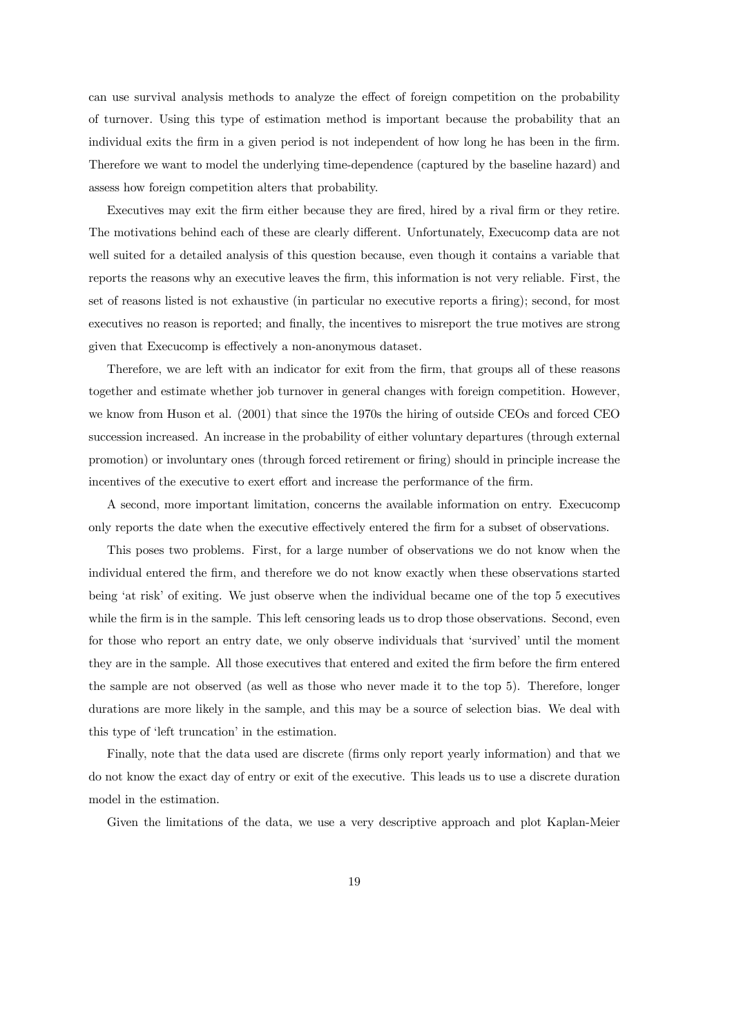can use survival analysis methods to analyze the effect of foreign competition on the probability of turnover. Using this type of estimation method is important because the probability that an individual exits the firm in a given period is not independent of how long he has been in the firm. Therefore we want to model the underlying time-dependence (captured by the baseline hazard) and assess how foreign competition alters that probability.

Executives may exit the firm either because they are fired, hired by a rival firm or they retire. The motivations behind each of these are clearly different. Unfortunately, Execucomp data are not well suited for a detailed analysis of this question because, even though it contains a variable that reports the reasons why an executive leaves the firm, this information is not very reliable. First, the set of reasons listed is not exhaustive (in particular no executive reports a firing); second, for most executives no reason is reported; and finally, the incentives to misreport the true motives are strong given that Execucomp is effectively a non-anonymous dataset.

Therefore, we are left with an indicator for exit from the firm, that groups all of these reasons together and estimate whether job turnover in general changes with foreign competition. However, we know from Huson et al. (2001) that since the 1970s the hiring of outside CEOs and forced CEO succession increased. An increase in the probability of either voluntary departures (through external promotion) or involuntary ones (through forced retirement or firing) should in principle increase the incentives of the executive to exert effort and increase the performance of the firm.

A second, more important limitation, concerns the available information on entry. Execucomp only reports the date when the executive effectively entered the firm for a subset of observations.

This poses two problems. First, for a large number of observations we do not know when the individual entered the firm, and therefore we do not know exactly when these observations started being 'at risk' of exiting. We just observe when the individual became one of the top 5 executives while the firm is in the sample. This left censoring leads us to drop those observations. Second, even for those who report an entry date, we only observe individuals that 'survived' until the moment they are in the sample. All those executives that entered and exited the firm before the firm entered the sample are not observed (as well as those who never made it to the top 5). Therefore, longer durations are more likely in the sample, and this may be a source of selection bias. We deal with this type of 'left truncation' in the estimation.

Finally, note that the data used are discrete (firms only report yearly information) and that we do not know the exact day of entry or exit of the executive. This leads us to use a discrete duration model in the estimation.

Given the limitations of the data, we use a very descriptive approach and plot Kaplan-Meier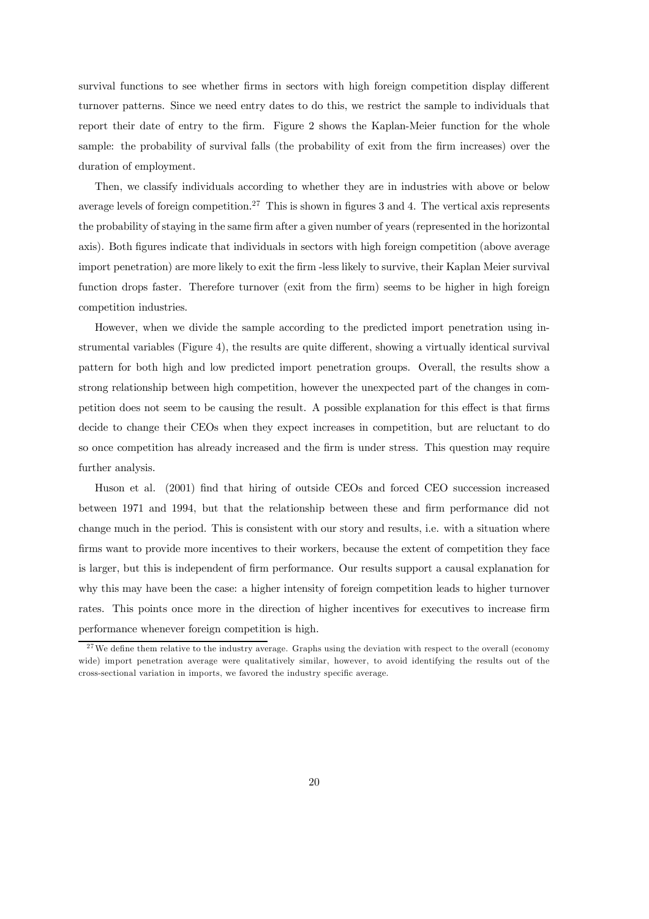survival functions to see whether firms in sectors with high foreign competition display different turnover patterns. Since we need entry dates to do this, we restrict the sample to individuals that report their date of entry to the firm. Figure 2 shows the Kaplan-Meier function for the whole sample: the probability of survival falls (the probability of exit from the firm increases) over the duration of employment.

Then, we classify individuals according to whether they are in industries with above or below average levels of foreign competition.[27] This is shown in figures 3 and 4. The vertical axis represents the probability of staying in the same firm after a given number of years (represented in the horizontal axis). Both figures indicate that individuals in sectors with high foreign competition (above average import penetration) are more likely to exit the firm -less likely to survive, their Kaplan Meier survival function drops faster. Therefore turnover (exit from the firm) seems to be higher in high foreign competition industries.

However, when we divide the sample according to the predicted import penetration using instrumental variables (Figure 4), the results are quite different, showing a virtually identical survival pattern for both high and low predicted import penetration groups. Overall, the results show a strong relationship between high competition, however the unexpected part of the changes in competition does not seem to be causing the result. A possible explanation for this effect is that firms decide to change their CEOs when they expect increases in competition, but are reluctant to do so once competition has already increased and the firm is under stress. This question may require further analysis.

Huson et al. (2001) find that hiring of outside CEOs and forced CEO succession increased between 1971 and 1994, but that the relationship between these and firm performance did not change much in the period. This is consistent with our story and results, i.e. with a situation where firms want to provide more incentives to their workers, because the extent of competition they face is larger, but this is independent of firm performance. Our results support a causal explanation for why this may have been the case: a higher intensity of foreign competition leads to higher turnover rates. This points once more in the direction of higher incentives for executives to increase firm performance whenever foreign competition is high.

[27] We define them relative to the industry average. Graphs using the deviation with respect to the overall (economy wide) import penetration average were qualitatively similar, however, to avoid identifying the results out of the cross-sectional variation in imports, we favored the industry specific average.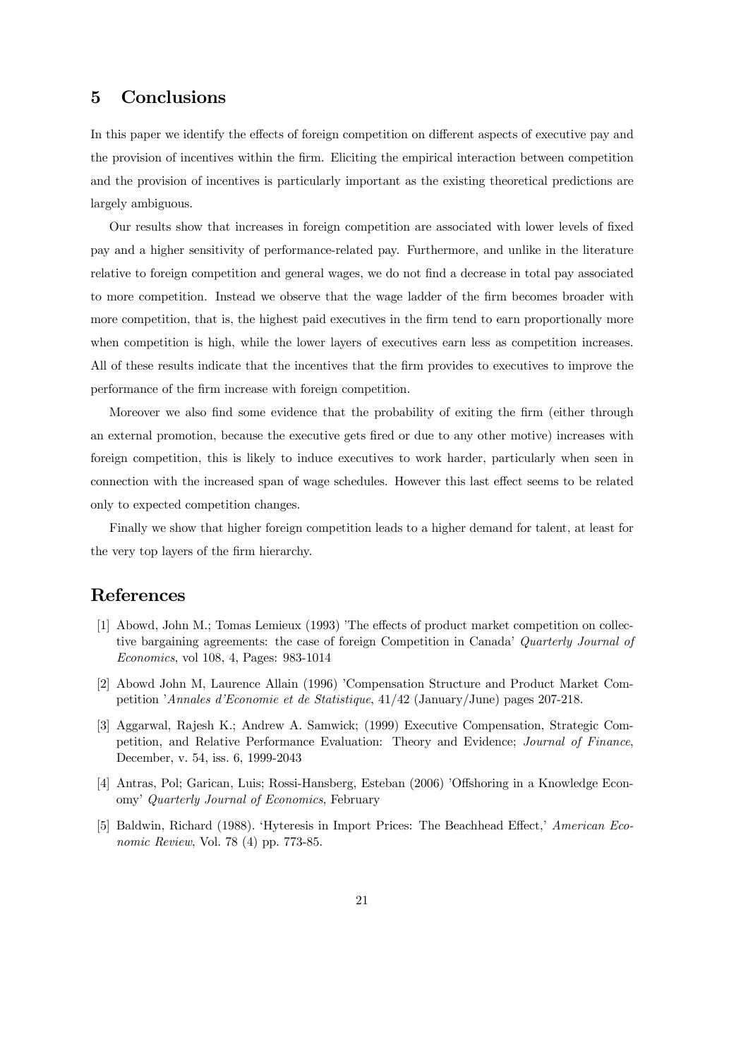## 5 Conclusions

In this paper we identify the effects of foreign competition on different aspects of executive pay and the provision of incentives within the firm. Eliciting the empirical interaction between competition and the provision of incentives is particularly important as the existing theoretical predictions are largely ambiguous.

Our results show that increases in foreign competition are associated with lower levels of fixed pay and a higher sensitivity of performance-related pay. Furthermore, and unlike in the literature relative to foreign competition and general wages, we do not find a decrease in total pay associated to more competition. Instead we observe that the wage ladder of the firm becomes broader with more competition, that is, the highest paid executives in the firm tend to earn proportionally more when competition is high, while the lower layers of executives earn less as competition increases. All of these results indicate that the incentives that the firm provides to executives to improve the performance of the firm increase with foreign competition.

Moreover we also find some evidence that the probability of exiting the firm (either through an external promotion, because the executive gets fired or due to any other motive) increases with foreign competition, this is likely to induce executives to work harder, particularly when seen in connection with the increased span of wage schedules. However this last effect seems to be related only to expected competition changes.

Finally we show that higher foreign competition leads to a higher demand for talent, at least for the very top layers of the firm hierarchy.

# References

[1] Abowd, John M.; Tomas Lemieux (1993) 'The effects of product market competition on collective bargaining agreements: the case of foreign Competition in Canada' *Quarterly Journal of Economics*, vol 108, 4, Pages: 983-1014

[2] Abowd John M, Laurence Allain (1996) 'Compensation Structure and Product Market Competition '*Annales d'Economie et de Statistique*, 41/42 (January/June) pages 207-218.

[3] Aggarwal, Rajesh K.; Andrew A. Samwick; (1999) Executive Compensation, Strategic Competition, and Relative Performance Evaluation: Theory and Evidence; *Journal of Finance*, December, v. 54, iss. 6, 1999-2043

[4] Antras, Pol; Garican, Luis; Rossi-Hansberg, Esteban (2006) 'Offshoring in a Knowledge Economy' *Quarterly Journal of Economics*, February

[5] Baldwin, Richard (1988). 'Hyteresis in Import Prices: The Beachhead Effect,' *American Economic Review*, Vol. 78 (4) pp. 773-85.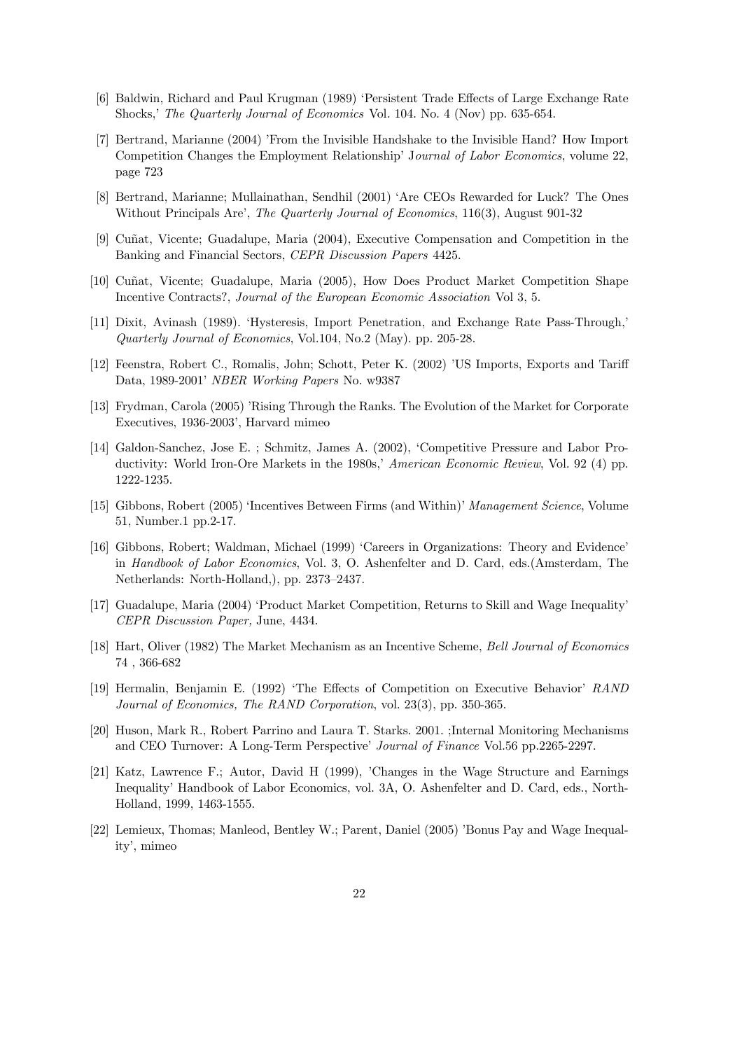[6] Baldwin, Richard and Paul Krugman (1989) 'Persistent Trade Effects of Large Exchange Rate Shocks,' *The Quarterly Journal of Economics* Vol. 104. No. 4 (Nov) pp. 635-654.

[7] Bertrand, Marianne (2004) 'From the Invisible Handshake to the Invisible Hand? How Import Competition Changes the Employment Relationship' J*ournal of Labor Economics*, volume 22, page 723

[8] Bertrand, Marianne; Mullainathan, Sendhil (2001) 'Are CEOs Rewarded for Luck? The Ones Without Principals Are', *The Quarterly Journal of Economics*, 116(3), August 901-32

[9] Cuñat, Vicente; Guadalupe, Maria (2004), Executive Compensation and Competition in the Banking and Financial Sectors, *CEPR Discussion Papers* 4425.

[10] Cuñat, Vicente; Guadalupe, Maria (2005), How Does Product Market Competition Shape Incentive Contracts?, *Journal of the European Economic Association* Vol 3, 5.

[11] Dixit, Avinash (1989). 'Hysteresis, Import Penetration, and Exchange Rate Pass-Through,' *Quarterly Journal of Economics*, Vol.104, No.2 (May). pp. 205-28.

[12] Feenstra, Robert C., Romalis, John; Schott, Peter K. (2002) 'US Imports, Exports and Tariff Data, 1989-2001' *NBER Working Papers* No. w9387

[13] Frydman, Carola (2005) 'Rising Through the Ranks. The Evolution of the Market for Corporate Executives, 1936-2003', Harvard mimeo

[14] Galdon-Sanchez, Jose E. ; Schmitz, James A. (2002), 'Competitive Pressure and Labor Productivity: World Iron-Ore Markets in the 1980s,' *American Economic Review*, Vol. 92 (4) pp. 1222-1235.

[15] Gibbons, Robert (2005) 'Incentives Between Firms (and Within)' *Management Science*, Volume 51, Number.1 pp.2-17.

[16] Gibbons, Robert; Waldman, Michael (1999) 'Careers in Organizations: Theory and Evidence' in *Handbook of Labor Economics*, Vol. 3, O. Ashenfelter and D. Card, eds.(Amsterdam, The Netherlands: North-Holland,), pp. 2373–2437.

[17] Guadalupe, Maria (2004) 'Product Market Competition, Returns to Skill and Wage Inequality' *CEPR Discussion Paper,* June, 4434.

[18] Hart, Oliver (1982) The Market Mechanism as an Incentive Scheme, *Bell Journal of Economics* 74 , 366-682

[19] Hermalin, Benjamin E. (1992) 'The Effects of Competition on Executive Behavior' *RAND Journal of Economics, The RAND Corporation*, vol. 23(3), pp. 350-365.

[20] Huson, Mark R., Robert Parrino and Laura T. Starks. 2001. ;Internal Monitoring Mechanisms and CEO Turnover: A Long-Term Perspective' *Journal of Finance* Vol.56 pp.2265-2297.

[21] Katz, Lawrence F.; Autor, David H (1999), 'Changes in the Wage Structure and Earnings Inequality' Handbook of Labor Economics, vol. 3A, O. Ashenfelter and D. Card, eds., North-Holland, 1999, 1463-1555.

[22] Lemieux, Thomas; Manleod, Bentley W.; Parent, Daniel (2005) 'Bonus Pay and Wage Inequality', mimeo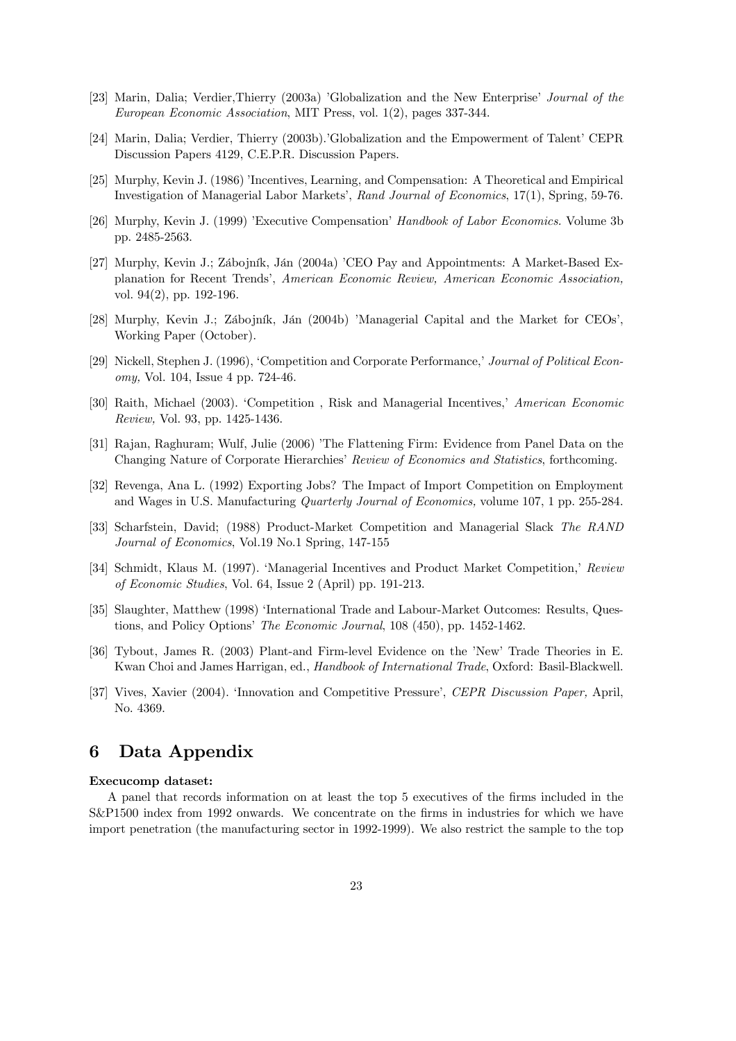[23] Marin, Dalia; Verdier,Thierry (2003a) 'Globalization and the New Enterprise' *Journal of the European Economic Association*, MIT Press, vol. 1(2), pages 337-344.

[24] Marin, Dalia; Verdier, Thierry (2003b).'Globalization and the Empowerment of Talent' CEPR Discussion Papers 4129, C.E.P.R. Discussion Papers.

[25] Murphy, Kevin J. (1986) 'Incentives, Learning, and Compensation: A Theoretical and Empirical Investigation of Managerial Labor Markets', *Rand Journal of Economics*, 17(1), Spring, 59-76.

[26] Murphy, Kevin J. (1999) 'Executive Compensation' *Handbook of Labor Economics.* Volume 3b pp. 2485-2563.

[27] Murphy, Kevin J.; Zábojník, Ján (2004a) 'CEO Pay and Appointments: A Market-Based Explanation for Recent Trends', *American Economic Review, American Economic Association,* vol. 94(2), pp. 192-196.

[28] Murphy, Kevin J.; Zábojník, Ján (2004b) 'Managerial Capital and the Market for CEOs', Working Paper (October).

[29] Nickell, Stephen J. (1996), 'Competition and Corporate Performance,' *Journal of Political Economy,* Vol. 104, Issue 4 pp. 724-46.

[30] Raith, Michael (2003). 'Competition , Risk and Managerial Incentives,' *American Economic Review,* Vol. 93, pp. 1425-1436.

[31] Rajan, Raghuram; Wulf, Julie (2006) 'The Flattening Firm: Evidence from Panel Data on the Changing Nature of Corporate Hierarchies' *Review of Economics and Statistics*, forthcoming.

[32] Revenga, Ana L. (1992) Exporting Jobs? The Impact of Import Competition on Employment and Wages in U.S. Manufacturing *Quarterly Journal of Economics,* volume 107, 1 pp. 255-284.

[33] Scharfstein, David; (1988) Product-Market Competition and Managerial Slack *The RAND Journal of Economics*, Vol.19 No.1 Spring, 147-155

[34] Schmidt, Klaus M. (1997). 'Managerial Incentives and Product Market Competition,' *Review of Economic Studies*, Vol. 64, Issue 2 (April) pp. 191-213.

[35] Slaughter, Matthew (1998) 'International Trade and Labour-Market Outcomes: Results, Questions, and Policy Options' *The Economic Journal*, 108 (450), pp. 1452-1462.

[36] Tybout, James R. (2003) Plant-and Firm-level Evidence on the 'New' Trade Theories in E. Kwan Choi and James Harrigan, ed., *Handbook of International Trade*, Oxford: Basil-Blackwell.

[37] Vives, Xavier (2004). 'Innovation and Competitive Pressure', *CEPR Discussion Paper,* April, No. 4369.

# 6 Data Appendix

**Execucomp dataset:**

A panel that records information on at least the top 5 executives of the firms included in the S&P1500 index from 1992 onwards. We concentrate on the firms in industries for which we have import penetration (the manufacturing sector in 1992-1999). We also restrict the sample to the top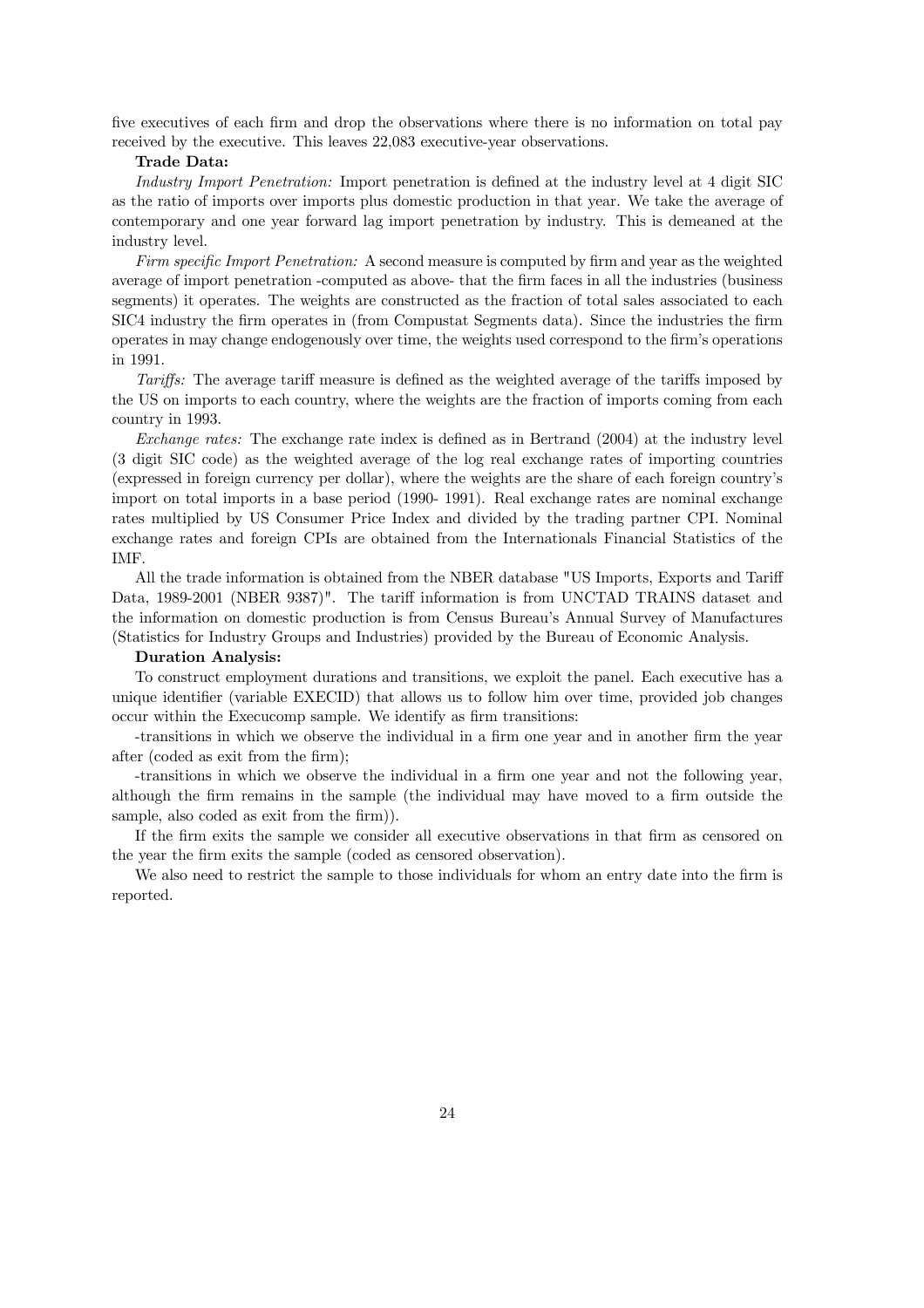five executives of each firm and drop the observations where there is no information on total pay received by the executive. This leaves 22,083 executive-year observations.

**Trade Data:**

*Industry Import Penetration:* Import penetration is defined at the industry level at 4 digit SIC as the ratio of imports over imports plus domestic production in that year. We take the average of contemporary and one year forward lag import penetration by industry. This is demeaned at the industry level.

*Firm specific Import Penetration:* A second measure is computed by firm and year as the weighted average of import penetration -computed as above- that the firm faces in all the industries (business segments) it operates. The weights are constructed as the fraction of total sales associated to each SIC4 industry the firm operates in (from Compustat Segments data). Since the industries the firm operates in may change endogenously over time, the weights used correspond to the firm's operations in 1991.

*Tariffs:* The average tariff measure is defined as the weighted average of the tariffs imposed by the US on imports to each country, where the weights are the fraction of imports coming from each country in 1993.

*Exchange rates:* The exchange rate index is defined as in Bertrand (2004) at the industry level (3 digit SIC code) as the weighted average of the log real exchange rates of importing countries (expressed in foreign currency per dollar), where the weights are the share of each foreign country's import on total imports in a base period (1990- 1991). Real exchange rates are nominal exchange rates multiplied by US Consumer Price Index and divided by the trading partner CPI. Nominal exchange rates and foreign CPIs are obtained from the Internationals Financial Statistics of the IMF.

All the trade information is obtained from the NBER database "US Imports, Exports and Tariff Data, 1989-2001 (NBER 9387)". The tariff information is from UNCTAD TRAINS dataset and the information on domestic production is from Census Bureau's Annual Survey of Manufactures (Statistics for Industry Groups and Industries) provided by the Bureau of Economic Analysis.

**Duration Analysis:**

To construct employment durations and transitions, we exploit the panel. Each executive has a unique identifier (variable EXECID) that allows us to follow him over time, provided job changes occur within the Execucomp sample. We identify as firm transitions:

-transitions in which we observe the individual in a firm one year and in another firm the year after (coded as exit from the firm);

-transitions in which we observe the individual in a firm one year and not the following year, although the firm remains in the sample (the individual may have moved to a firm outside the sample, also coded as exit from the firm)).

If the firm exits the sample we consider all executive observations in that firm as censored on the year the firm exits the sample (coded as censored observation).

We also need to restrict the sample to those individuals for whom an entry date into the firm is reported.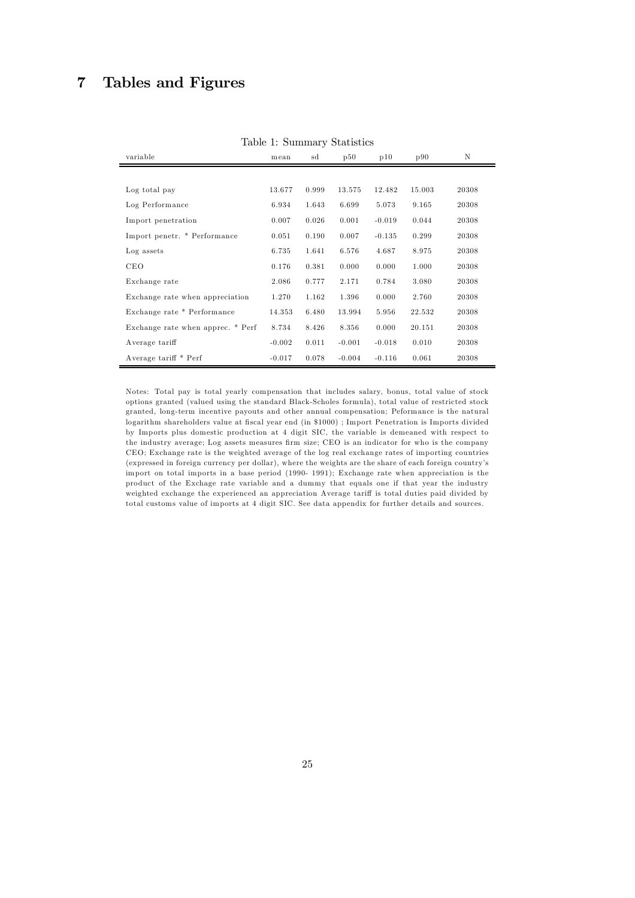# 7 Tables and Figures

Table 1: Summary Statistics

| variable | mean | sd | p50 | p10 | p90 | N |
|---|---|---|---|---|---|---|
| Log total pay | 13.677 | 0.999 | 13.575 | 12.482 | 15.003 | 20308 |
| Log Performance | 6.934 | 1.643 | 6.699 | 5.073 | 9.165 | 20308 |
| Import penetration | 0.007 | 0.026 | 0.001 | -0.019 | 0.044 | 20308 |
| Import penetr. * Performance | 0.051 | 0.190 | 0.007 | -0.135 | 0.299 | 20308 |
| Log assets | 6.735 | 1.641 | 6.576 | 4.687 | 8.975 | 20308 |
| CEO | 0.176 | 0.381 | 0.000 | 0.000 | 1.000 | 20308 |
| Exchange rate | 2.086 | 0.777 | 2.171 | 0.784 | 3.080 | 20308 |
| Exchange rate when appreciation | 1.270 | 1.162 | 1.396 | 0.000 | 2.760 | 20308 |
| Exchange rate * Performance | 14.353 | 6.480 | 13.994 | 5.956 | 22.532 | 20308 |
| Exchange rate when apprec. * Perf | 8.734 | 8.426 | 8.356 | 0.000 | 20.151 | 20308 |
| Average tariff | -0.002 | 0.011 | -0.001 | -0.018 | 0.010 | 20308 |
| Average tariff * Perf | -0.017 | 0.078 | -0.004 | -0.116 | 0.061 | 20308 |

Notes: Total pay is total yearly compensation that includes salary, bonus, total value of stock options granted (valued using the standard Black-Scholes formula), total value of restricted stock granted, long-term incentive payouts and other annual compensation; Peformance is the natural logarithm shareholders value at fiscal year end (in \$1000) ; Import Penetration is Imports divided by Imports plus domestic production at 4 digit SIC, the variable is demeaned with respect to the industry average; Log assets measures firm size; CEO is an indicator for who is the company CEO; Exchange rate is the weighted average of the log real exchange rates of importing countries (expressed in foreign currency per dollar), where the weights are the share of each foreign country's import on total imports in a base period (1990- 1991); Exchange rate when appreciation is the product of the Exchage rate variable and a dummy that equals one if that year the industry weighted exchange the experienced an appreciation Average tariff is total duties paid divided by total customs value of imports at 4 digit SIC. See data appendix for further details and sources.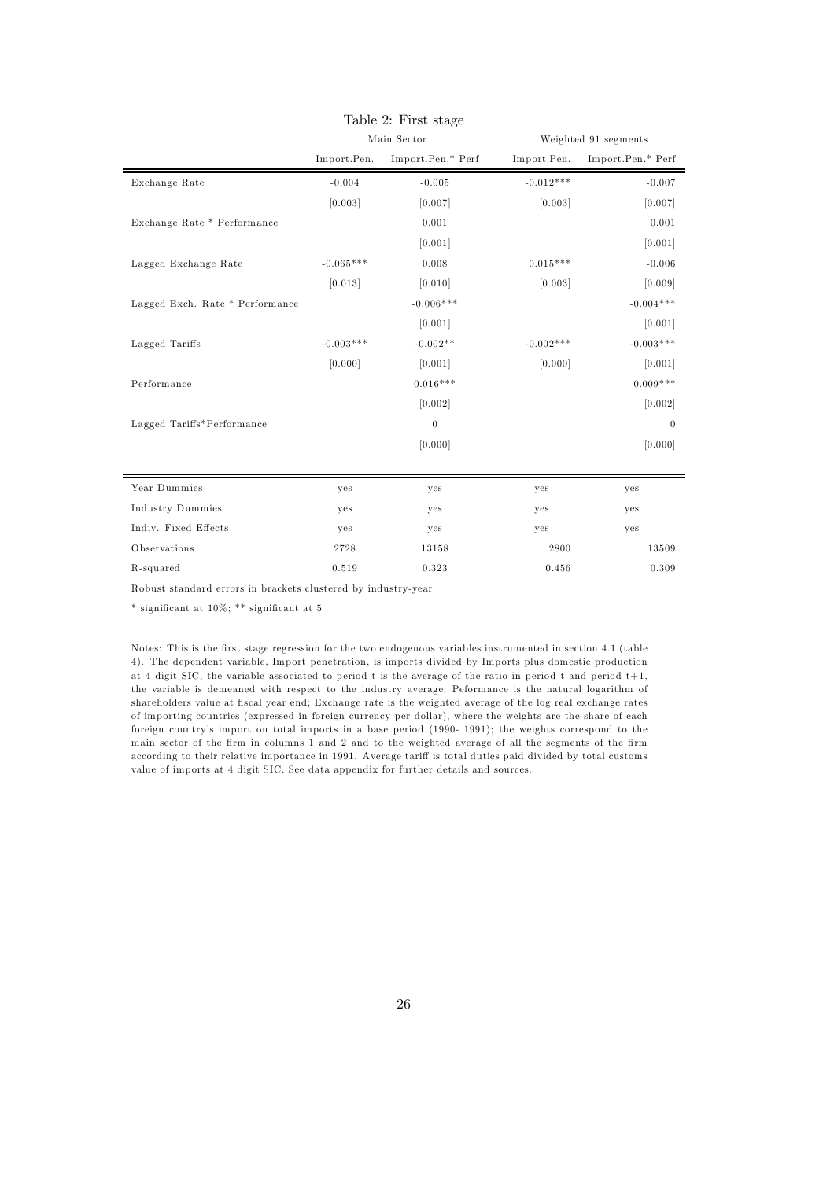Table 2: First stage

| | Main Sector | | Weighted 91 segments | |
|---|---|---|---|---|
| | Import.Pen. | Import.Pen.* Perf | Import.Pen. | Import.Pen.* Perf |
| Exchange Rate | -0.004 | -0.005 | -0.012*** | -0.007 |
| | [0.003] | [0.007] | [0.003] | [0.007] |
| Exchange Rate * Performance | | 0.001 | | 0.001 |
| | | [0.001] | | [0.001] |
| Lagged Exchange Rate | -0.065*** | 0.008 | 0.015*** | -0.006 |
| | [0.013] | [0.010] | [0.003] | [0.009] |
| Lagged Exch. Rate * Performance | | -0.006*** | | -0.004*** |
| | | [0.001] | | [0.001] |
| Lagged Tariffs | -0.003*** | -0.002** | -0.002*** | -0.003*** |
| | [0.000] | [0.001] | [0.000] | [0.001] |
| Performance | | 0.016*** | | 0.009*** |
| | | [0.002] | | [0.002] |
| Lagged Tariffs*Performance | | 0 | | 0 |
| | | [0.000] | | [0.000] |
| Year Dummies | yes | yes | yes | yes |
| Industry Dummies | yes | yes | yes | yes |
| Indiv. Fixed Effects | yes | yes | yes | yes |
| Observations | 2728 | 13158 | 2800 | 13509 |
| R-squared | 0.519 | 0.323 | 0.456 | 0.309 |

Robust standard errors in brackets clustered by industry-year

* significant at 10%; ** significant at 5

Notes: This is the first stage regression for the two endogenous variables instrumented in section 4.1 (table 4). The dependent variable, Import penetration, is imports divided by Imports plus domestic production at 4 digit SIC, the variable associated to period t is the average of the ratio in period t and period t+1, the variable is demeaned with respect to the industry average; Peformance is the natural logarithm of shareholders value at fiscal year end; Exchange rate is the weighted average of the log real exchange rates of importing countries (expressed in foreign currency per dollar), where the weights are the share of each foreign country's import on total imports in a base period (1990- 1991); the weights correspond to the main sector of the firm in columns 1 and 2 and to the weighted average of all the segments of the firm according to their relative importance in 1991. Average tariff is total duties paid divided by total customs value of imports at 4 digit SIC. See data appendix for further details and sources.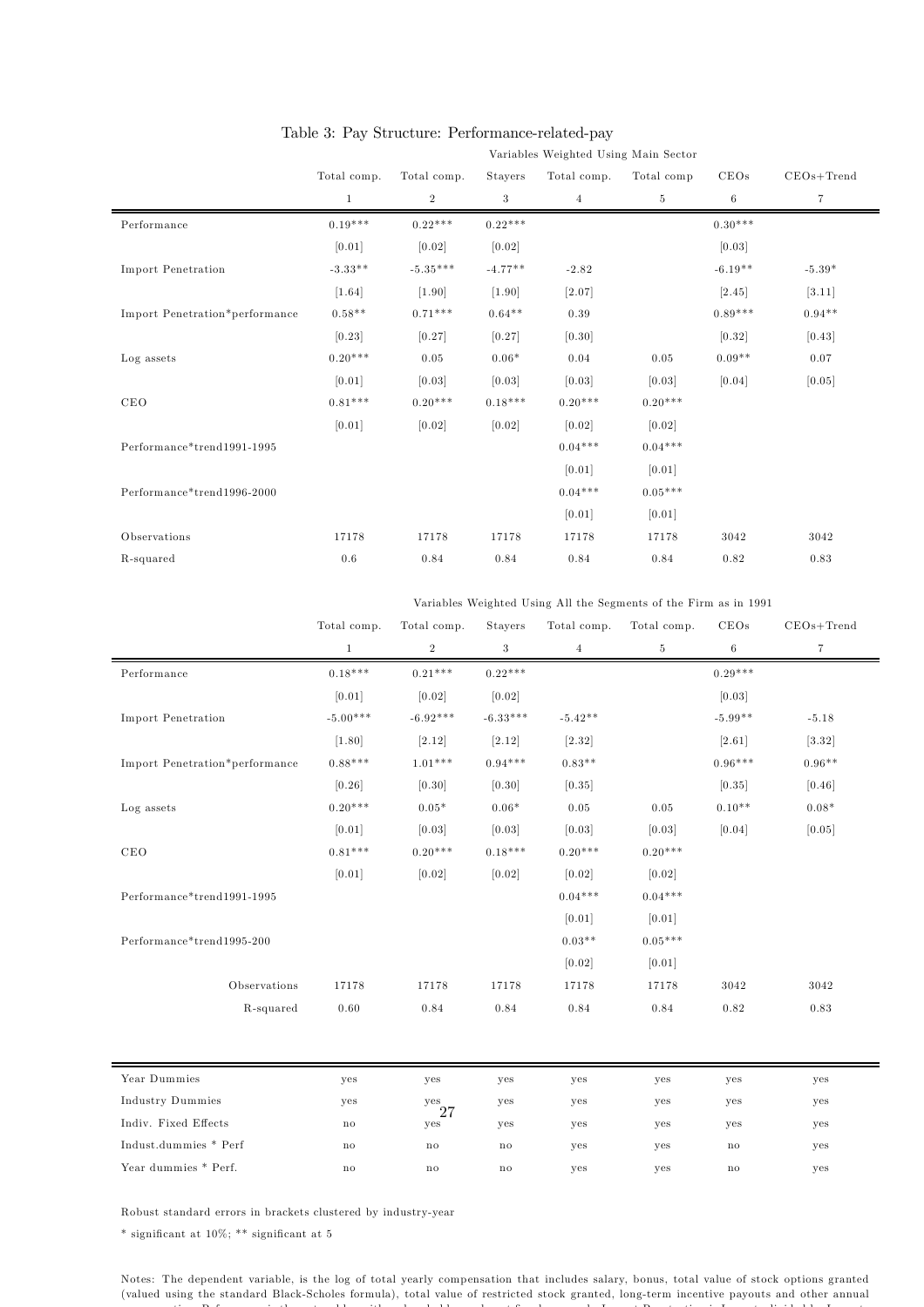Table 3: Pay Structure: Performance-related-pay

| | Variables Weighted Using Main Sector | | | | | | |
|---|---|---|---|---|---|---|---|
| | Total comp. | Total comp. | Stayers | Total comp. | Total comp | CEOs | CEOs+Trend |
| | 1 | 2 | 3 | 4 | 5 | 6 | 7 |
| Performance | 0.19*** | 0.22*** | 0.22*** | | | 0.30*** | |
| | [0.01] | [0.02] | [0.02] | | | [0.03] | |
| Import Penetration | -3.33** | -5.35*** | -4.77** | -2.82 | | -6.19** | -5.39* |
| | [1.64] | [1.90] | [1.90] | [2.07] | | [2.45] | [3.11] |
| Import Penetration*performance | 0.58** | 0.71*** | 0.64** | 0.39 | | 0.89*** | 0.94** |
| | [0.23] | [0.27] | [0.27] | [0.30] | | [0.32] | [0.43] |
| Log assets | 0.20*** | 0.05 | 0.06* | 0.04 | 0.05 | 0.09** | 0.07 |
| | [0.01] | [0.03] | [0.03] | [0.03] | [0.03] | [0.04] | [0.05] |
| CEO | 0.81*** | 0.20*** | 0.18*** | 0.20*** | 0.20*** | | |
| | [0.01] | [0.02] | [0.02] | [0.02] | [0.02] | | |
| Performance*trend1991-1995 | | | | 0.04*** | 0.04*** | | |
| | | | | [0.01] | [0.01] | | |
| Performance*trend1996-2000 | | | | 0.04*** | 0.05*** | | |
| | | | | [0.01] | [0.01] | | |
| Observations | 17178 | 17178 | 17178 | 17178 | 17178 | 3042 | 3042 |
| R-squared | 0.6 | 0.84 | 0.84 | 0.84 | 0.84 | 0.82 | 0.83 |

| | Variables Weighted Using All the Segments of the Firm as in 1991 | | | | | | |
|---|---|---|---|---|---|---|---|
| | Total comp. | Total comp. | Stayers | Total comp. | Total comp. | CEOs | CEOs+Trend |
| | 1 | 2 | 3 | 4 | 5 | 6 | 7 |
| Performance | 0.18*** | 0.21*** | 0.22*** | | | 0.29*** | |
| | [0.01] | [0.02] | [0.02] | | | [0.03] | |
| Import Penetration | -5.00*** | -6.92*** | -6.33*** | -5.42** | | -5.99** | -5.18 |
| | [1.80] | [2.12] | [2.12] | [2.32] | | [2.61] | [3.32] |
| Import Penetration*performance | 0.88*** | 1.01*** | 0.94*** | 0.83** | | 0.96*** | 0.96** |
| | [0.26] | [0.30] | [0.30] | [0.35] | | [0.35] | [0.46] |
| Log assets | 0.20*** | 0.05* | 0.06* | 0.05 | 0.05 | 0.10** | 0.08* |
| | [0.01] | [0.03] | [0.03] | [0.03] | [0.03] | [0.04] | [0.05] |
| CEO | 0.81*** | 0.20*** | 0.18*** | 0.20*** | 0.20*** | | |
| | [0.01] | [0.02] | [0.02] | [0.02] | [0.02] | | |
| Performance*trend1991-1995 | | | | 0.04*** | 0.04*** | | |
| | | | | [0.01] | [0.01] | | |
| Performance*trend1995-200 | | | | 0.03** | 0.05*** | | |
| | | | | [0.02] | [0.01] | | |
| Observations | 17178 | 17178 | 17178 | 17178 | 17178 | 3042 | 3042 |
| R-squared | 0.60 | 0.84 | 0.84 | 0.84 | 0.84 | 0.82 | 0.83 |

| | | | | | | | |
|---|---|---|---|---|---|---|---|
| Year Dummies | yes | yes | yes | yes | yes | yes | yes |
| Industry Dummies | yes | yes | yes | yes | yes | yes | yes |
| Indiv. Fixed Effects | no | yes | yes | yes | yes | yes | yes |
| Indust.dummies * Perf | no | no | no | yes | yes | no | yes |
| Year dummies * Perf. | no | no | no | yes | yes | no | yes |

Robust standard errors in brackets clustered by industry-year

* significant at 10%; ** significant at 5

Notes: The dependent variable, is the log of total yearly compensation that includes salary, bonus, total value of stock options granted (valued using the standard Black-Scholes formula), total value of restricted stock granted, long-term incentive payouts and other annual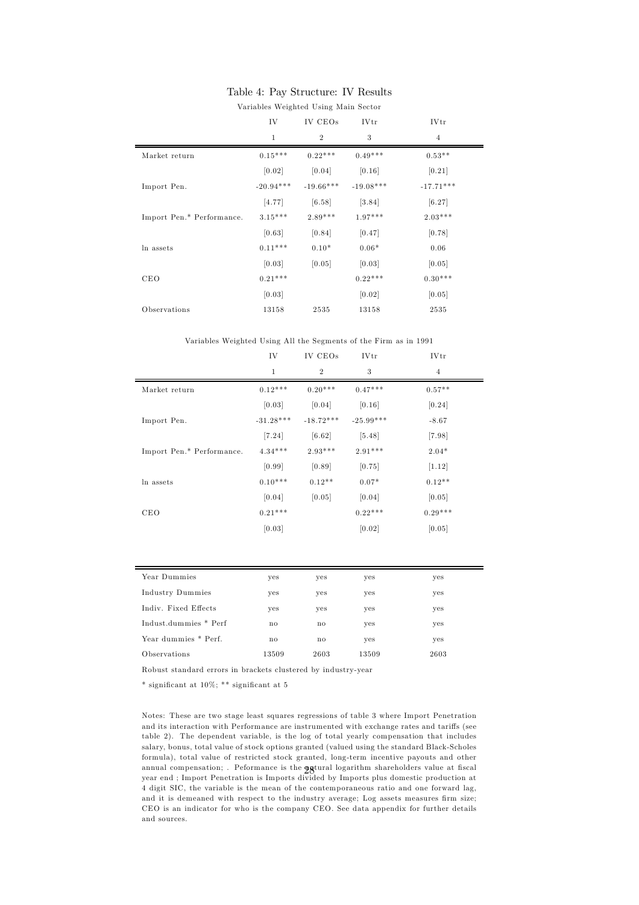# Table 4: Pay Structure: IV Results

Variables Weighted Using Main Sector

| | IV | IV CEOs | IVtr | IVtr |
|---|---|---|---|---|
| | 1 | 2 | 3 | 4 |
| Market return | 0.15*** | 0.22*** | 0.49*** | 0.53** |
| | [0.02] | [0.04] | [0.16] | [0.21] |
| Import Pen. | -20.94*** | -19.66*** | -19.08*** | -17.71*** |
| | [4.77] | [6.58] | [3.84] | [6.27] |
| Import Pen.* Performance. | 3.15*** | 2.89*** | 1.97*** | 2.03*** |
| | [0.63] | [0.84] | [0.47] | [0.78] |
| ln assets | 0.11*** | 0.10* | 0.06* | 0.06 |
| | [0.03] | [0.05] | [0.03] | [0.05] |
| CEO | 0.21*** | | 0.22*** | 0.30*** |
| | [0.03] | | [0.02] | [0.05] |
| Observations | 13158 | 2535 | 13158 | 2535 |

Variables Weighted Using All the Segments of the Firm as in 1991

| | IV | IV CEOs | IVtr | IVtr |
|---|---|---|---|---|
| | 1 | 2 | 3 | 4 |
| Market return | 0.12*** | 0.20*** | 0.47*** | 0.57** |
| | [0.03] | [0.04] | [0.16] | [0.24] |
| Import Pen. | -31.28*** | -18.72*** | -25.99*** | -8.67 |
| | [7.24] | [6.62] | [5.48] | [7.98] |
| Import Pen.* Performance. | 4.34*** | 2.93*** | 2.91*** | 2.04* |
| | [0.99] | [0.89] | [0.75] | [1.12] |
| ln assets | 0.10*** | 0.12** | 0.07* | 0.12** |
| | [0.04] | [0.05] | [0.04] | [0.05] |
| CEO | 0.21*** | | 0.22*** | 0.29*** |
| | [0.03] | | [0.02] | [0.05] |

| | | | | |
|---|---|---|---|---|
| Year Dummies | yes | yes | yes | yes |
| Industry Dummies | yes | yes | yes | yes |
| Indiv. Fixed Effects | yes | yes | yes | yes |
| Indust.dummies * Perf | no | no | yes | yes |
| Year dummies * Perf. | no | no | yes | yes |
| Observations | 13509 | 2603 | 13509 | 2603 |

Robust standard errors in brackets clustered by industry-year

* significant at 10%; ** significant at 5

Notes: These are two stage least squares regressions of table 3 where Import Penetration and its interaction with Performance are instrumented with exchange rates and tariffs (see table 2). The dependent variable, is the log of total yearly compensation that includes salary, bonus, total value of stock options granted (valued using the standard Black-Scholes formula), total value of restricted stock granted, long-term incentive payouts and other annual compensation; . Peformance is the natural logarithm shareholders value at fiscal year end ; Import Penetration is Imports divided by Imports plus domestic production at 4 digit SIC, the variable is the mean of the contemporaneous ratio and one forward lag, and it is demeaned with respect to the industry average; Log assets measures firm size; CEO is an indicator for who is the company CEO. See data appendix for further details and sources.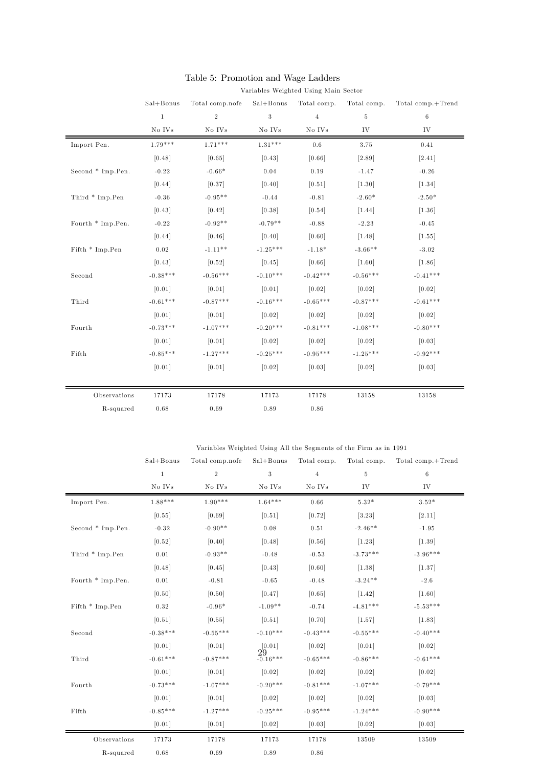# Table 5: Promotion and Wage Ladders

Variables Weighted Using Main Sector

| | Sal+Bonus | Total comp.nofe | Sal+Bonus | Total comp. | Total comp. | Total comp.+Trend |
|---|---|---|---|---|---|---|
| | 1 | 2 | 3 | 4 | 5 | 6 |
| | No IVs | No IVs | No IVs | No IVs | IV | IV |
| Import Pen. | 1.79*** | 1.71*** | 1.31*** | 0.6 | 3.75 | 0.41 |
| | [0.48] | [0.65] | [0.43] | [0.66] | [2.89] | [2.41] |
| Second * Imp.Pen. | -0.22 | -0.66* | 0.04 | 0.19 | -1.47 | -0.26 |
| | [0.44] | [0.37] | [0.40] | [0.51] | [1.30] | [1.34] |
| Third * Imp.Pen | -0.36 | -0.95** | -0.44 | -0.81 | -2.60* | -2.50* |
| | [0.43] | [0.42] | [0.38] | [0.54] | [1.44] | [1.36] |
| Fourth * Imp.Pen. | -0.22 | -0.92** | -0.79** | -0.88 | -2.23 | -0.45 |
| | [0.44] | [0.46] | [0.40] | [0.60] | [1.48] | [1.55] |
| Fifth * Imp.Pen | 0.02 | -1.11** | -1.25*** | -1.18* | -3.66** | -3.02 |
| | [0.43] | [0.52] | [0.45] | [0.66] | [1.60] | [1.86] |
| Second | -0.38*** | -0.56*** | -0.10*** | -0.42*** | -0.56*** | -0.41*** |
| | [0.01] | [0.01] | [0.01] | [0.02] | [0.02] | [0.02] |
| Third | -0.61*** | -0.87*** | -0.16*** | -0.65*** | -0.87*** | -0.61*** |
| | [0.01] | [0.01] | [0.02] | [0.02] | [0.02] | [0.02] |
| Fourth | -0.73*** | -1.07*** | -0.20*** | -0.81*** | -1.08*** | -0.80*** |
| | [0.01] | [0.01] | [0.02] | [0.02] | [0.02] | [0.03] |
| Fifth | -0.85*** | -1.27*** | -0.25*** | -0.95*** | -1.25*** | -0.92*** |
| | [0.01] | [0.01] | [0.02] | [0.03] | [0.02] | [0.03] |
| Observations | 17173 | 17178 | 17173 | 17178 | 13158 | 13158 |
| R-squared | 0.68 | 0.69 | 0.89 | 0.86 | | |

Variables Weighted Using All the Segments of the Firm as in 1991

| | Sal+Bonus | Total comp.nofe | Sal+Bonus | Total comp. | Total comp. | Total comp.+Trend |
|---|---|---|---|---|---|---|
| | 1 | 2 | 3 | 4 | 5 | 6 |
| | No IVs | No IVs | No IVs | No IVs | IV | IV |
| Import Pen. | 1.88*** | 1.90*** | 1.64*** | 0.66 | 5.32* | 3.52* |
| | [0.55] | [0.69] | [0.51] | [0.72] | [3.23] | [2.11] |
| Second * Imp.Pen. | -0.32 | -0.90** | 0.08 | 0.51 | -2.46** | -1.95 |
| | [0.52] | [0.40] | [0.48] | [0.56] | [1.23] | [1.39] |
| Third * Imp.Pen | 0.01 | -0.93** | -0.48 | -0.53 | -3.73*** | -3.96*** |
| | [0.48] | [0.45] | [0.43] | [0.60] | [1.38] | [1.37] |
| Fourth * Imp.Pen. | 0.01 | -0.81 | -0.65 | -0.48 | -3.24** | -2.6 |
| | [0.50] | [0.50] | [0.47] | [0.65] | [1.42] | [1.60] |
| Fifth * Imp.Pen | 0.32 | -0.96* | -1.09** | -0.74 | -4.81*** | -5.53*** |
| | [0.51] | [0.55] | [0.51] | [0.70] | [1.57] | [1.83] |
| Second | -0.38*** | -0.55*** | -0.10*** | -0.43*** | -0.55*** | -0.40*** |
| | [0.01] | [0.01] | [0.01] | [0.02] | [0.01] | [0.02] |
| Third | -0.61*** | -0.87*** | -0.16*** | -0.65*** | -0.86*** | -0.61*** |
| | [0.01] | [0.01] | [0.02] | [0.02] | [0.02] | [0.02] |
| Fourth | -0.73*** | -1.07*** | -0.20*** | -0.81*** | -1.07*** | -0.79*** |
| | [0.01] | [0.01] | [0.02] | [0.02] | [0.02] | [0.03] |
| Fifth | -0.85*** | -1.27*** | -0.25*** | -0.95*** | -1.24*** | -0.90*** |
| | [0.01] | [0.01] | [0.02] | [0.03] | [0.02] | [0.03] |
| Observations | 17173 | 17178 | 17173 | 17178 | 13509 | 13509 |
| R-squared | 0.68 | 0.69 | 0.89 | 0.86 | | |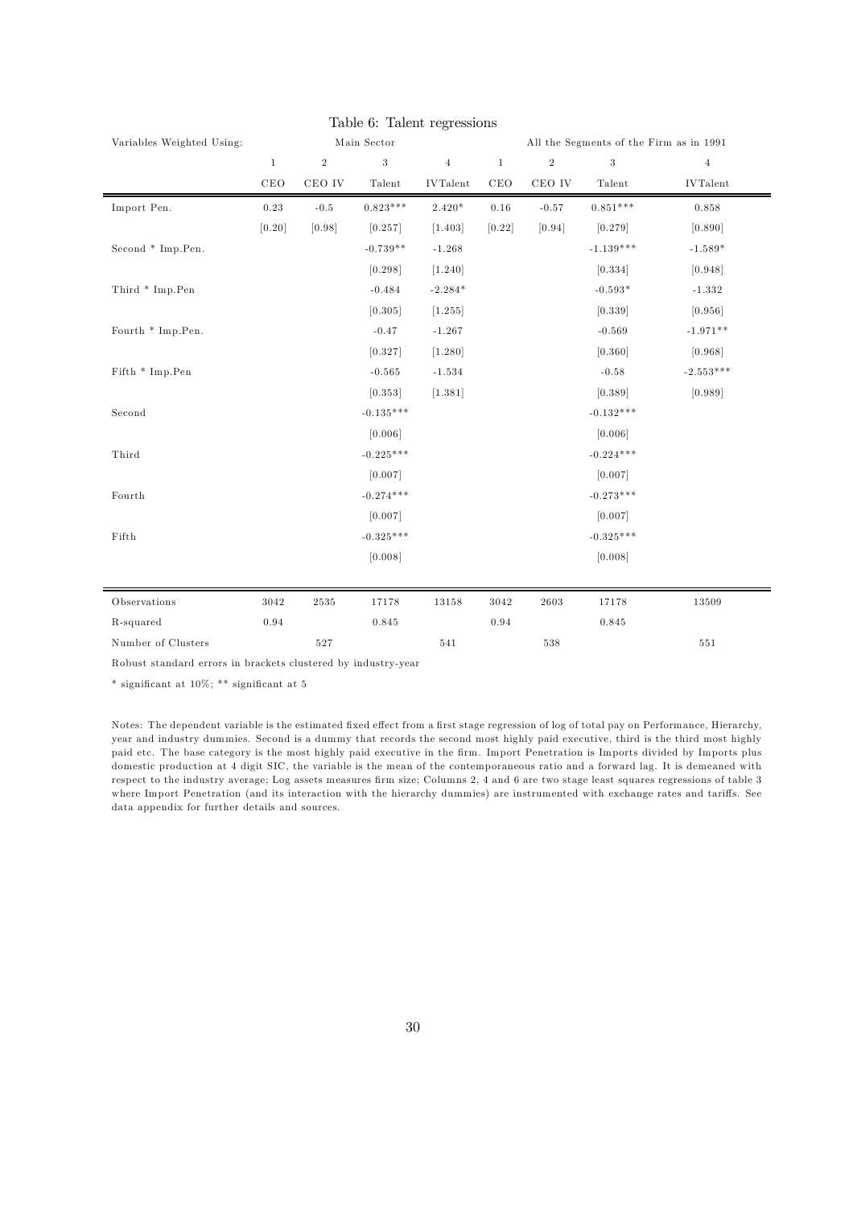Table 6: Talent regressions

| Variables Weighted Using: | Main Sector | | | | All the Segments of the Firm as in 1991 | | | |
|---|---|---|---|---|---|---|---|---|
| | 1 | 2 | 3 | 4 | 1 | 2 | 3 | 4 |
| | CEO | CEO IV | Talent | IVTalent | CEO | CEO IV | Talent | IVTalent |
| Import Pen. | 0.23 | -0.5 | 0.823*** | 2.420* | 0.16 | -0.57 | 0.851*** | 0.858 |
| | [0.20] | [0.98] | [0.257] | [1.403] | [0.22] | [0.94] | [0.279] | [0.890] |
| Second * Imp.Pen. | | | -0.739** | -1.268 | | | -1.139*** | -1.589* |
| | | | [0.298] | [1.240] | | | [0.334] | [0.948] |
| Third * Imp.Pen | | | -0.484 | -2.284* | | | -0.593* | -1.332 |
| | | | [0.305] | [1.255] | | | [0.339] | [0.956] |
| Fourth * Imp.Pen. | | | -0.47 | -1.267 | | | -0.569 | -1.971** |
| | | | [0.327] | [1.280] | | | [0.360] | [0.968] |
| Fifth * Imp.Pen | | | -0.565 | -1.534 | | | -0.58 | -2.553*** |
| | | | [0.353] | [1.381] | | | [0.389] | [0.989] |
| Second | | | -0.135*** | | | | -0.132*** | |
| | | | [0.006] | | | | [0.006] | |
| Third | | | -0.225*** | | | | -0.224*** | |
| | | | [0.007] | | | | [0.007] | |
| Fourth | | | -0.274*** | | | | -0.273*** | |
| | | | [0.007] | | | | [0.007] | |
| Fifth | | | -0.325*** | | | | -0.325*** | |
| | | | [0.008] | | | | [0.008] | |
| Observations | 3042 | 2535 | 17178 | 13158 | 3042 | 2603 | 17178 | 13509 |
| R-squared | 0.94 | | 0.845 | | 0.94 | | 0.845 | |
| Number of Clusters | | 527 | | 541 | | 538 | | 551 |

Robust standard errors in brackets clustered by industry-year

* significant at 10%; ** significant at 5

Notes: The dependent variable is the estimated fixed effect from a first stage regression of log of total pay on Performance, Hierarchy, year and industry dummies. Second is a dummy that records the second most highly paid executive, third is the third most highly paid etc. The base category is the most highly paid executive in the firm. Import Penetration is Imports divided by Imports plus domestic production at 4 digit SIC, the variable is the mean of the contemporaneous ratio and a forward lag. It is demeaned with respect to the industry average; Log assets measures firm size; Columns 2, 4 and 6 are two stage least squares regressions of table 3 where Import Penetration (and its interaction with the hierarchy dummies) are instrumented with exchange rates and tariffs. See data appendix for further details and sources.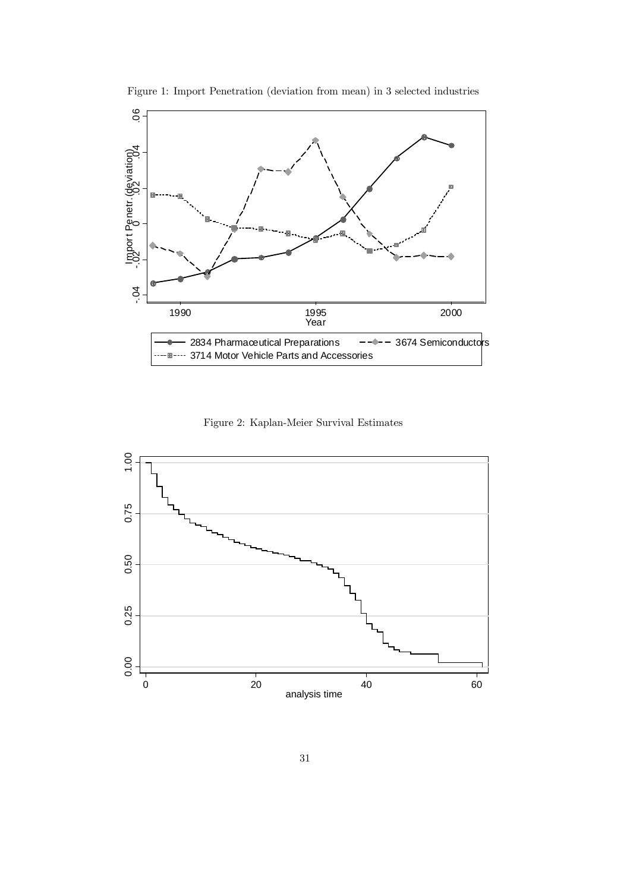Figure 1: Import Penetration (deviation from mean) in 3 selected industries

Figure 2: Kaplan-Meier Survival Estimates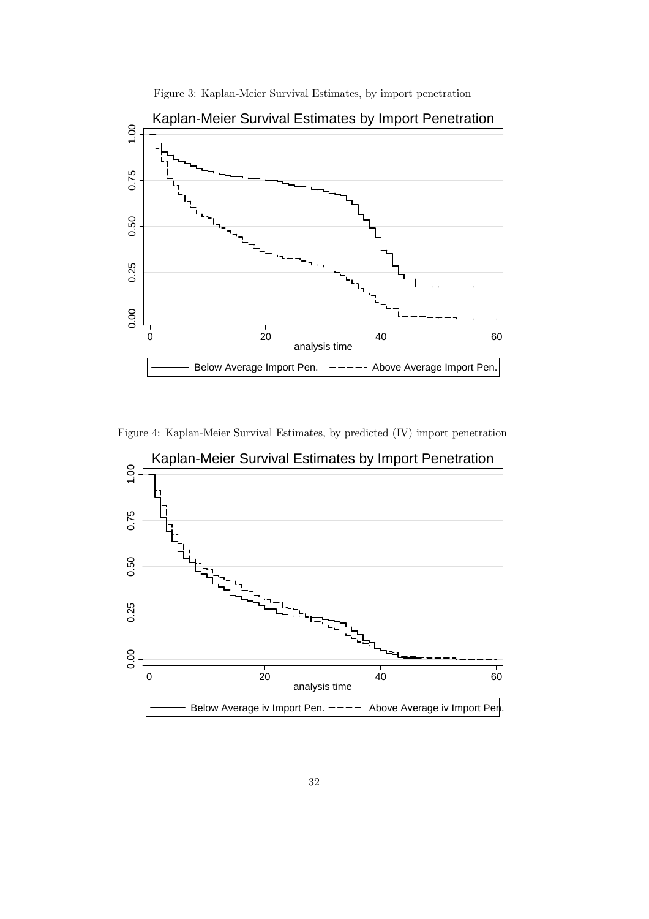Figure 3: Kaplan-Meier Survival Estimates, by import penetration

Kaplan-Meier Survival Estimates by Import Penetration

1.00
0.75
0.50
0.25
0.00

0
20
40
60

analysis time

Below Average Import Pen.
Above Average Import Pen.

Figure 4: Kaplan-Meier Survival Estimates, by predicted (IV) import penetration

Kaplan-Meier Survival Estimates by Import Penetration

1.00
0.75
0.50
0.25
0.00

0
20
40
60

analysis time

Below Average iv Import Pen.
Above Average iv Import Pen.